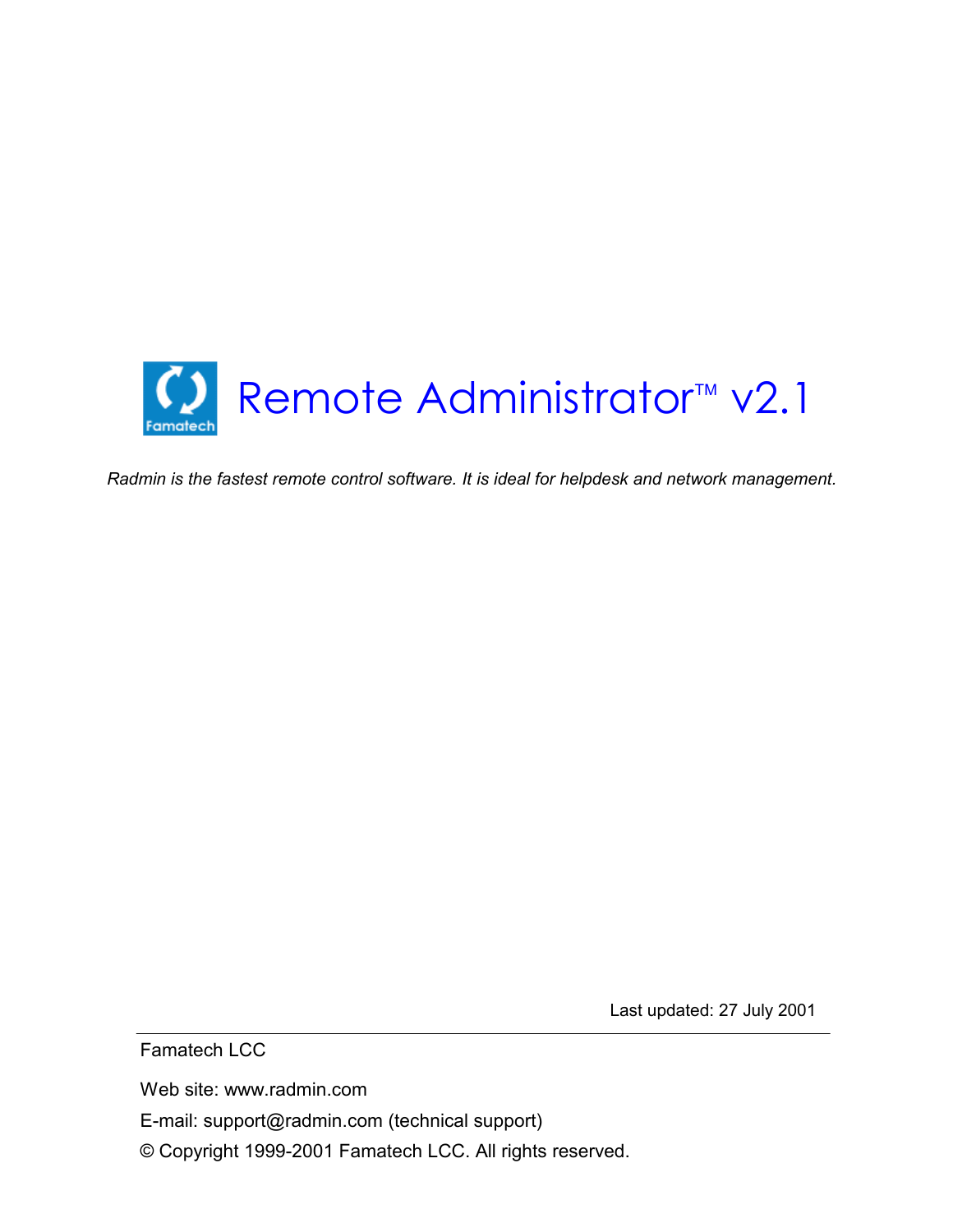# Remote Administrator™ v2.1

*Radmin is the fastest remote control software. It is ideal for helpdesk and network management.*

Last updated: 27 July 2001

---

Famatech LCC

Web site: www.radmin.com

E-mail: support@radmin.com (technical support)

© Copyright 1999-2001 Famatech LCC. All rights reserved.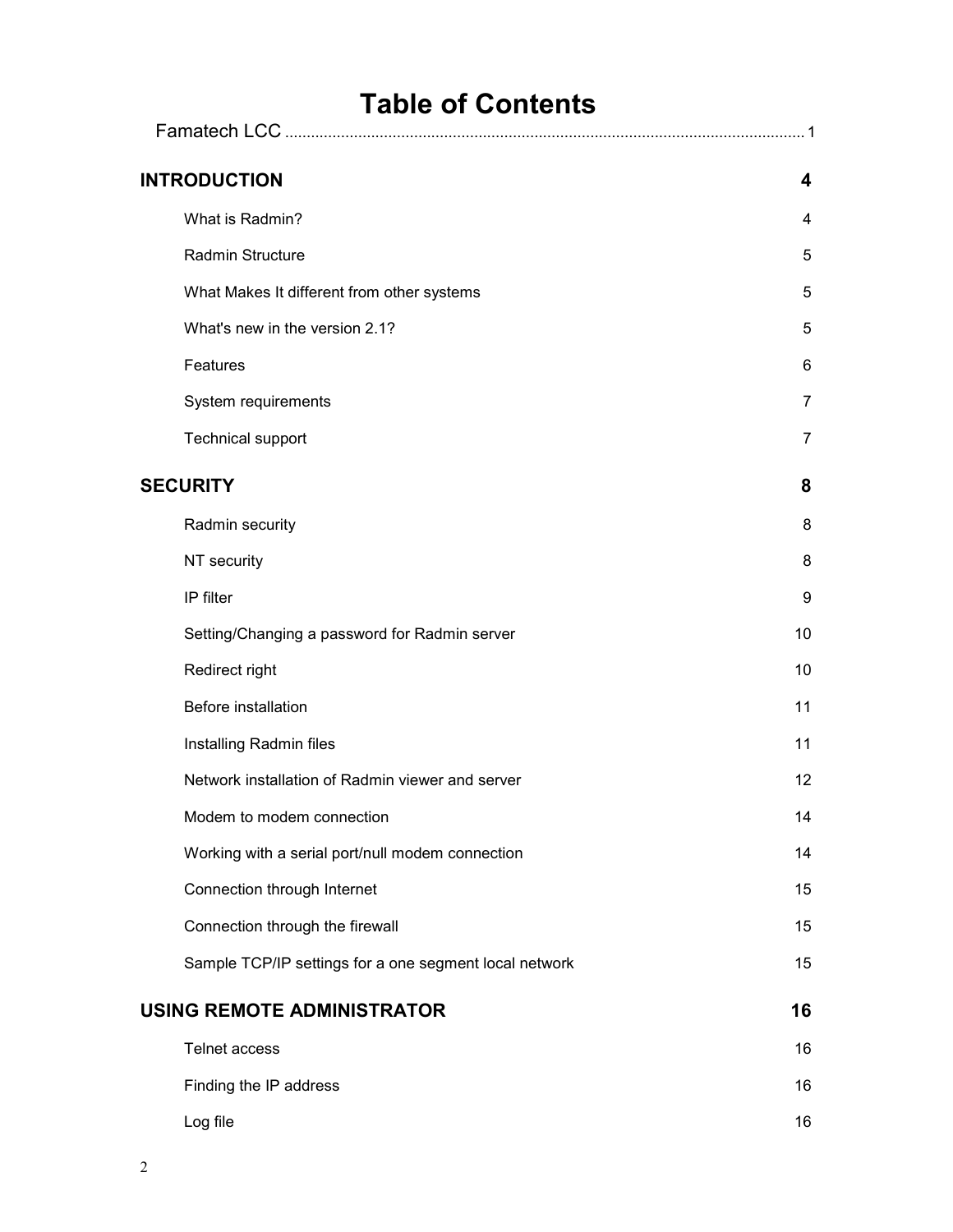# Table of Contents

Famatech LCC ........................................................................................................................ 1

**INTRODUCTION** **4**

What is Radmin? 4

Radmin Structure 5

What Makes It different from other systems 5

What's new in the version 2.1? 5

Features 6

System requirements 7

Technical support 7

**SECURITY** **8**

Radmin security 8

NT security 8

IP filter 9

Setting/Changing a password for Radmin server 10

Redirect right 10

Before installation 11

Installing Radmin files 11

Network installation of Radmin viewer and server 12

Modem to modem connection 14

Working with a serial port/null modem connection 14

Connection through Internet 15

Connection through the firewall 15

Sample TCP/IP settings for a one segment local network 15

**USING REMOTE ADMINISTRATOR** **16**

Telnet access 16

Finding the IP address 16

Log file 16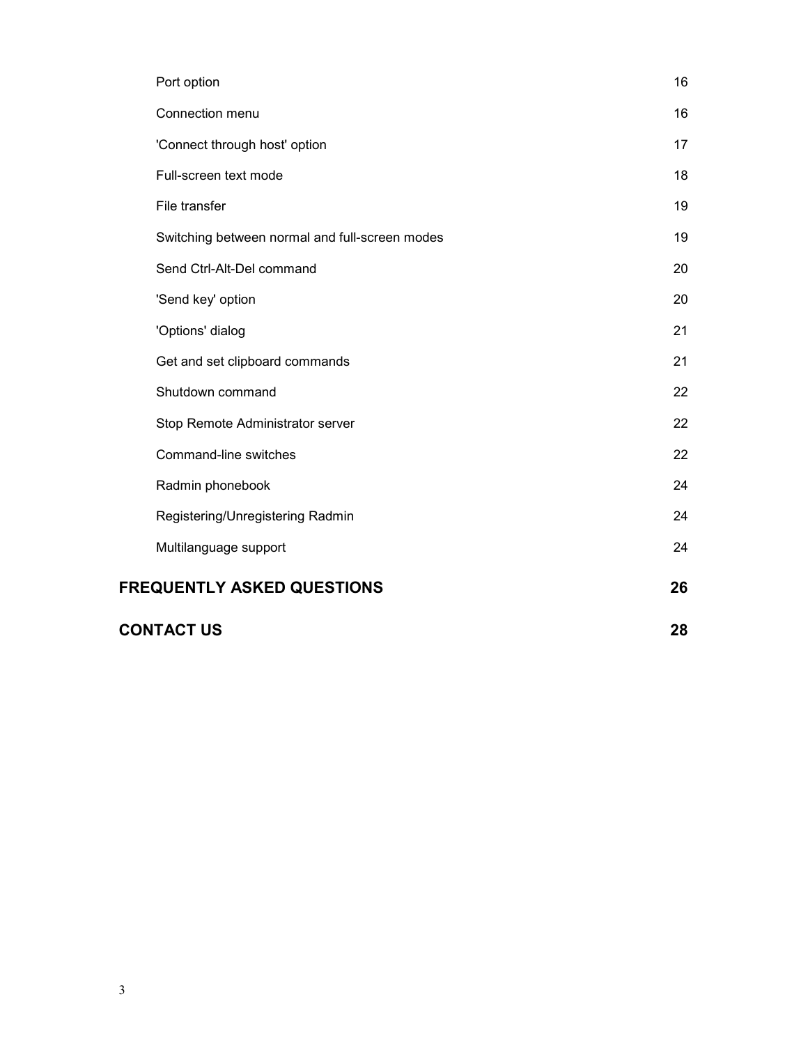Port option 16

Connection menu 16

'Connect through host' option 17

Full-screen text mode 18

File transfer 19

Switching between normal and full-screen modes 19

Send Ctrl-Alt-Del command 20

'Send key' option 20

'Options' dialog 21

Get and set clipboard commands 21

Shutdown command 22

Stop Remote Administrator server 22

Command-line switches 22

Radmin phonebook 24

Registering/Unregistering Radmin 24

Multilanguage support 24

**FREQUENTLY ASKED QUESTIONS 26**

**CONTACT US 28**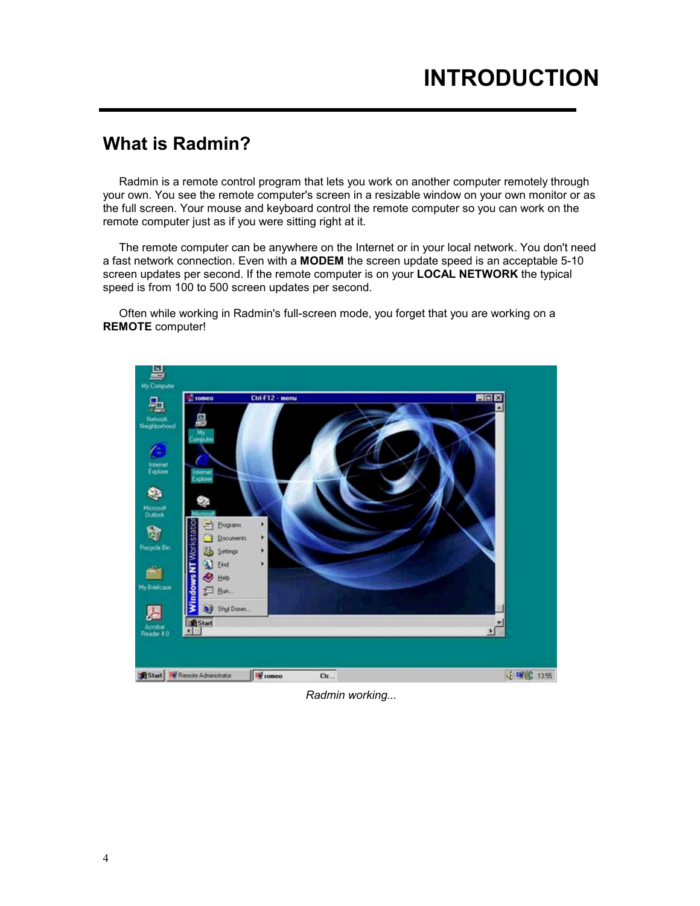# INTRODUCTION

## What is Radmin?

Radmin is a remote control program that lets you work on another computer remotely through your own. You see the remote computer's screen in a resizable window on your own monitor or as the full screen. Your mouse and keyboard control the remote computer so you can work on the remote computer just as if you were sitting right at it.

The remote computer can be anywhere on the Internet or in your local network. You don't need a fast network connection. Even with a **MODEM** the screen update speed is an acceptable 5-10 screen updates per second. If the remote computer is on your **LOCAL NETWORK** the typical speed is from 100 to 500 screen updates per second.

Often while working in Radmin's full-screen mode, you forget that you are working on a **REMOTE** computer!

*Radmin working...*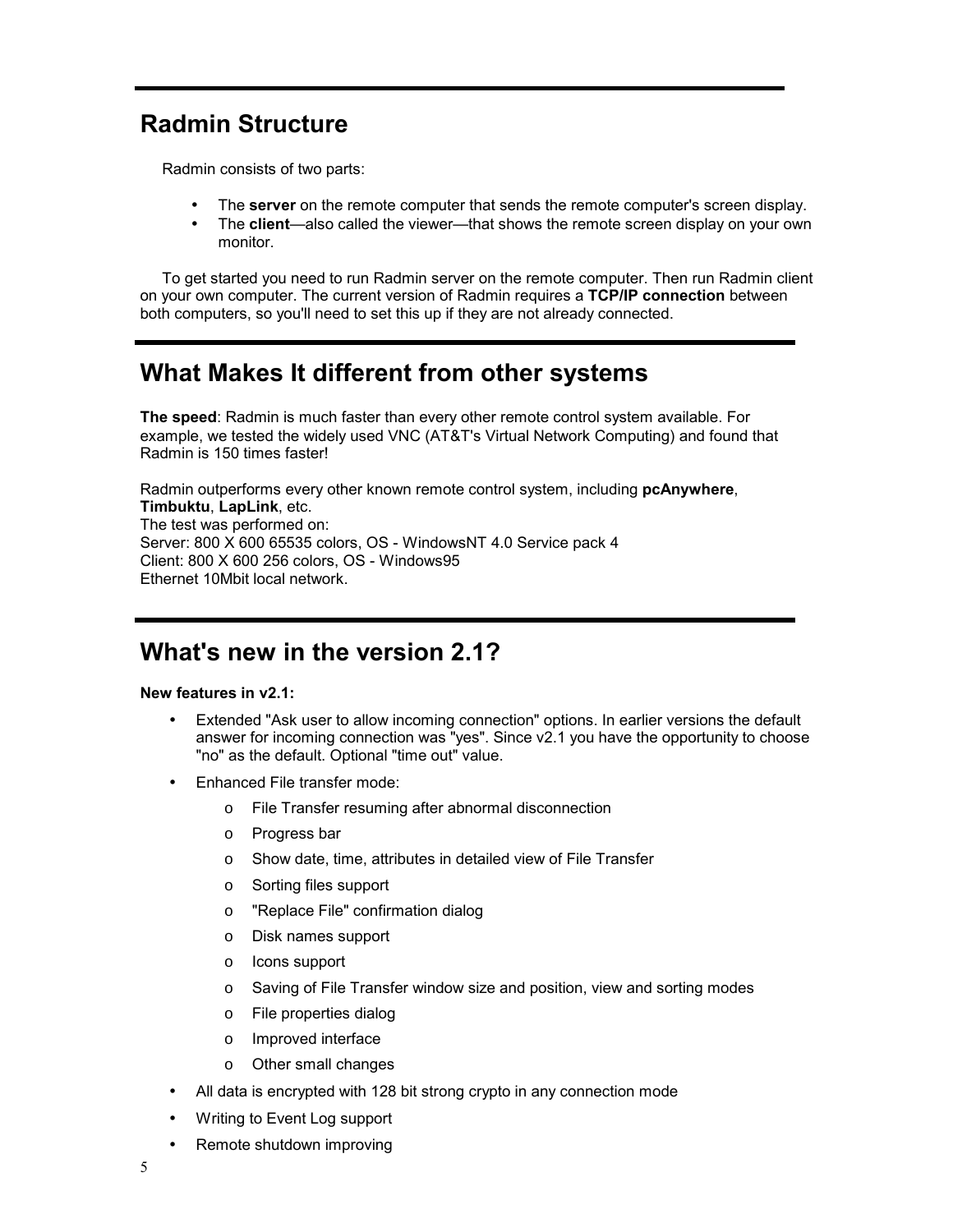## Radmin Structure

Radmin consists of two parts:

- The **server** on the remote computer that sends the remote computer's screen display.
- The **client**—also called the viewer—that shows the remote screen display on your own monitor.

To get started you need to run Radmin server on the remote computer. Then run Radmin client on your own computer. The current version of Radmin requires a **TCP/IP connection** between both computers, so you'll need to set this up if they are not already connected.

## What Makes It different from other systems

**The speed**: Radmin is much faster than every other remote control system available. For example, we tested the widely used VNC (AT&T's Virtual Network Computing) and found that Radmin is 150 times faster!

Radmin outperforms every other known remote control system, including **pcAnywhere**, **Timbuktu**, **LapLink**, etc.
The test was performed on:
Server: 800 X 600 65535 colors, OS - WindowsNT 4.0 Service pack 4
Client: 800 X 600 256 colors, OS - Windows95
Ethernet 10Mbit local network.

## What's new in the version 2.1?

**New features in v2.1:**

- Extended "Ask user to allow incoming connection" options. In earlier versions the default answer for incoming connection was "yes". Since v2.1 you have the opportunity to choose "no" as the default. Optional "time out" value.
- Enhanced File transfer mode:
  - File Transfer resuming after abnormal disconnection
  - Progress bar
  - Show date, time, attributes in detailed view of File Transfer
  - Sorting files support
  - "Replace File" confirmation dialog
  - Disk names support
  - Icons support
  - Saving of File Transfer window size and position, view and sorting modes
  - File properties dialog
  - Improved interface
  - Other small changes
- All data is encrypted with 128 bit strong crypto in any connection mode
- Writing to Event Log support
- Remote shutdown improving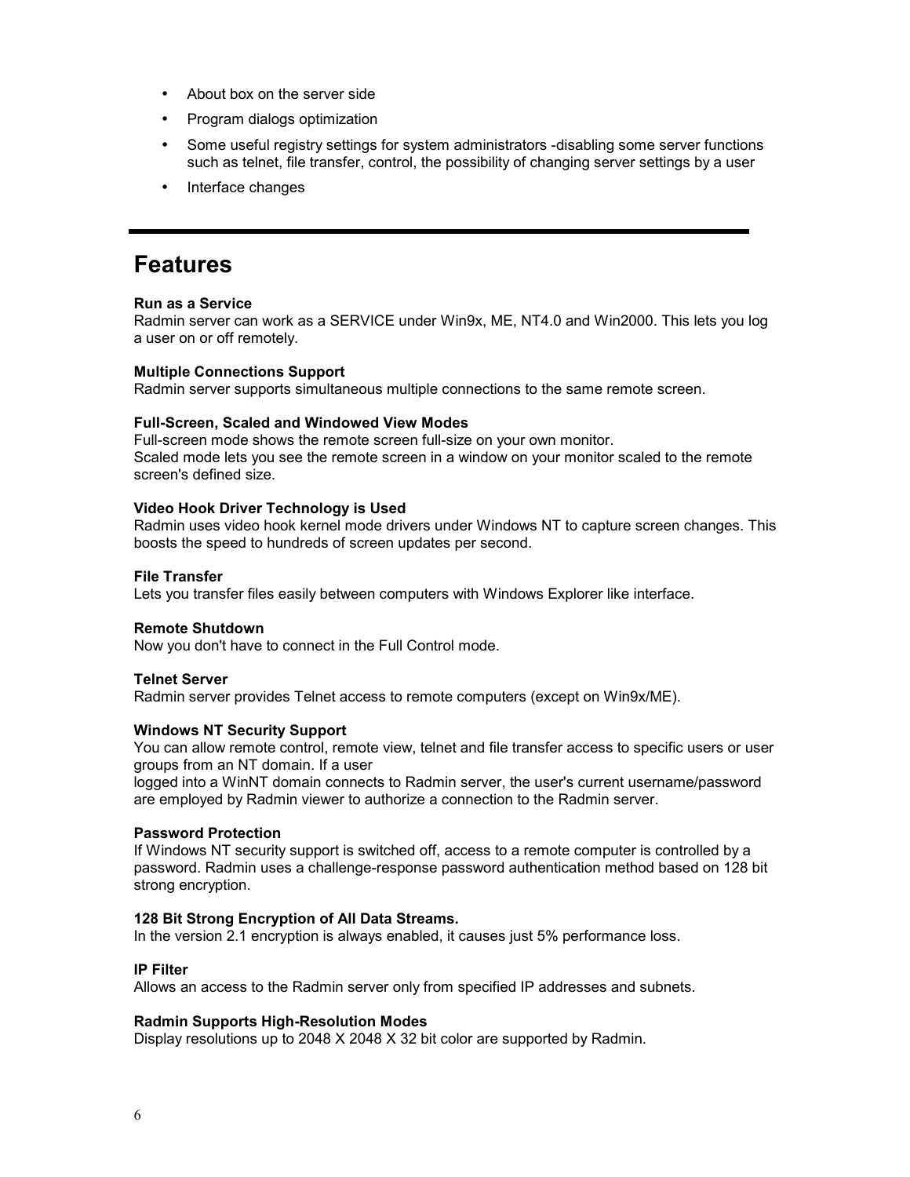- About box on the server side
- Program dialogs optimization
- Some useful registry settings for system administrators -disabling some server functions such as telnet, file transfer, control, the possibility of changing server settings by a user
- Interface changes

---

# Features

**Run as a Service**
Radmin server can work as a SERVICE under Win9x, ME, NT4.0 and Win2000. This lets you log a user on or off remotely.

**Multiple Connections Support**
Radmin server supports simultaneous multiple connections to the same remote screen.

**Full-Screen, Scaled and Windowed View Modes**
Full-screen mode shows the remote screen full-size on your own monitor.
Scaled mode lets you see the remote screen in a window on your monitor scaled to the remote screen's defined size.

**Video Hook Driver Technology is Used**
Radmin uses video hook kernel mode drivers under Windows NT to capture screen changes. This boosts the speed to hundreds of screen updates per second.

**File Transfer**
Lets you transfer files easily between computers with Windows Explorer like interface.

**Remote Shutdown**
Now you don't have to connect in the Full Control mode.

**Telnet Server**
Radmin server provides Telnet access to remote computers (except on Win9x/ME).

**Windows NT Security Support**
You can allow remote control, remote view, telnet and file transfer access to specific users or user groups from an NT domain. If a user
logged into a WinNT domain connects to Radmin server, the user's current username/password are employed by Radmin viewer to authorize a connection to the Radmin server.

**Password Protection**
If Windows NT security support is switched off, access to a remote computer is controlled by a password. Radmin uses a challenge-response password authentication method based on 128 bit strong encryption.

**128 Bit Strong Encryption of All Data Streams.**
In the version 2.1 encryption is always enabled, it causes just 5% performance loss.

**IP Filter**
Allows an access to the Radmin server only from specified IP addresses and subnets.

**Radmin Supports High-Resolution Modes**
Display resolutions up to 2048 X 2048 X 32 bit color are supported by Radmin.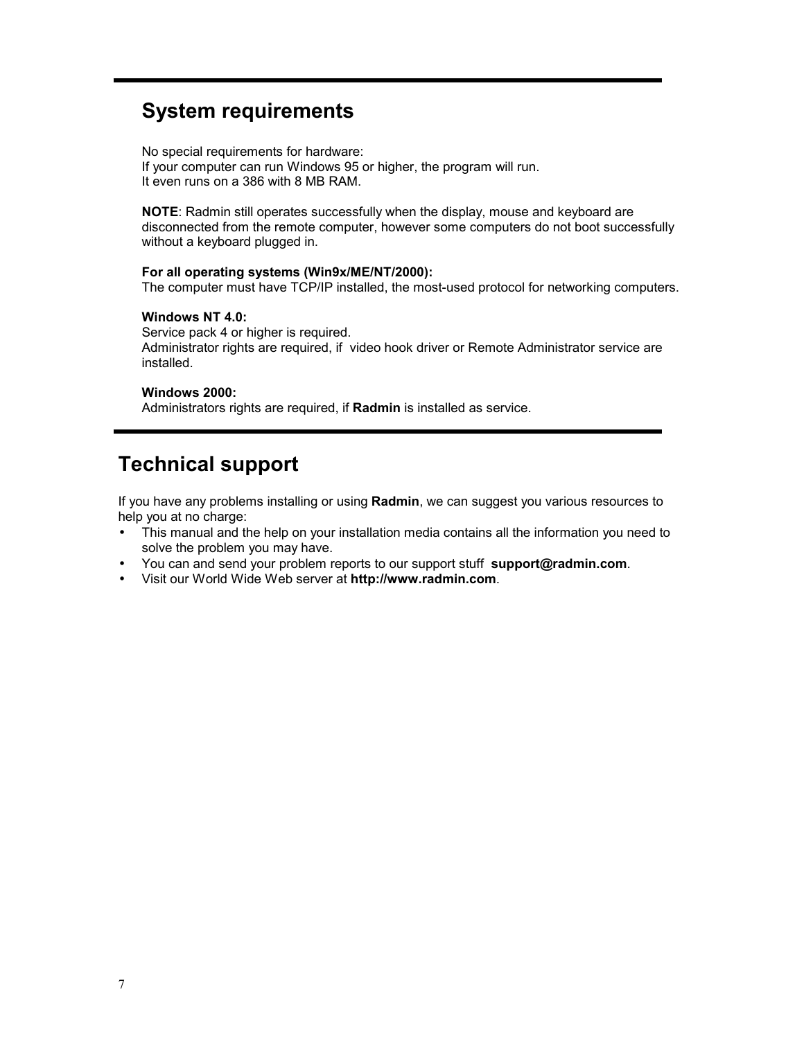## System requirements

No special requirements for hardware:
If your computer can run Windows 95 or higher, the program will run.
It even runs on a 386 with 8 MB RAM.

**NOTE**: Radmin still operates successfully when the display, mouse and keyboard are disconnected from the remote computer, however some computers do not boot successfully without a keyboard plugged in.

**For all operating systems (Win9x/ME/NT/2000):**
The computer must have TCP/IP installed, the most-used protocol for networking computers.

**Windows NT 4.0:**
Service pack 4 or higher is required.
Administrator rights are required, if video hook driver or Remote Administrator service are installed.

**Windows 2000:**
Administrators rights are required, if **Radmin** is installed as service.

## Technical support

If you have any problems installing or using **Radmin**, we can suggest you various resources to help you at no charge:

- This manual and the help on your installation media contains all the information you need to solve the problem you may have.
- You can and send your problem reports to our support stuff **support@radmin.com**.
- Visit our World Wide Web server at **http://www.radmin.com**.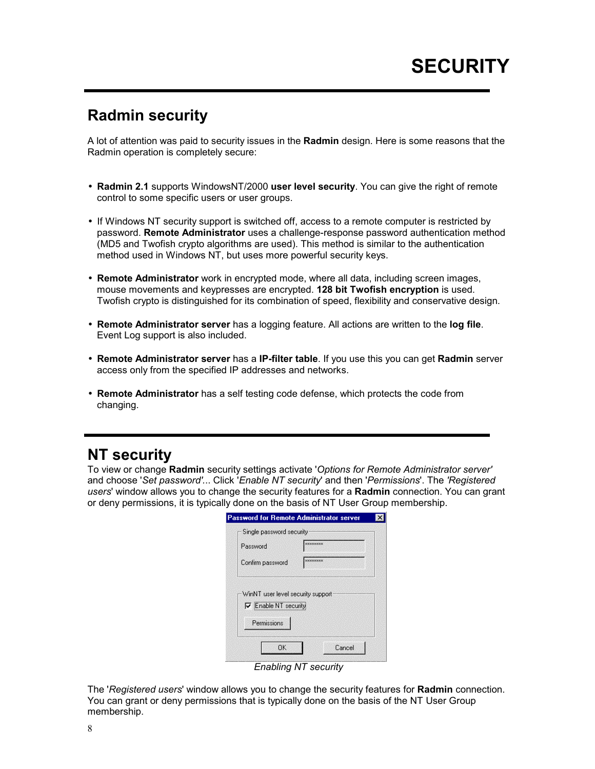# SECURITY

## Radmin security

A lot of attention was paid to security issues in the **Radmin** design. Here is some reasons that the Radmin operation is completely secure:

- **Radmin 2.1** supports WindowsNT/2000 **user level security**. You can give the right of remote control to some specific users or user groups.
- If Windows NT security support is switched off, access to a remote computer is restricted by password. **Remote Administrator** uses a challenge-response password authentication method (MD5 and Twofish crypto algorithms are used). This method is similar to the authentication method used in Windows NT, but uses more powerful security keys.
- **Remote Administrator** work in encrypted mode, where all data, including screen images, mouse movements and keypresses are encrypted. **128 bit Twofish encryption** is used. Twofish crypto is distinguished for its combination of speed, flexibility and conservative design.
- **Remote Administrator server** has a logging feature. All actions are written to the **log file**. Event Log support is also included.
- **Remote Administrator server** has a **IP-filter table**. If you use this you can get **Radmin** server access only from the specified IP addresses and networks.
- **Remote Administrator** has a self testing code defense, which protects the code from changing.

## NT security

To view or change **Radmin** security settings activate '*Options for Remote Administrator server*' and choose '*Set password*'... Click '*Enable NT security*' and then '*Permissions*'. The *'Registered users*' window allows you to change the security features for a **Radmin** connection. You can grant or deny permissions, it is typically done on the basis of NT User Group membership.

*Enabling NT security*

The '*Registered users*' window allows you to change the security features for **Radmin** connection. You can grant or deny permissions that is typically done on the basis of the NT User Group membership.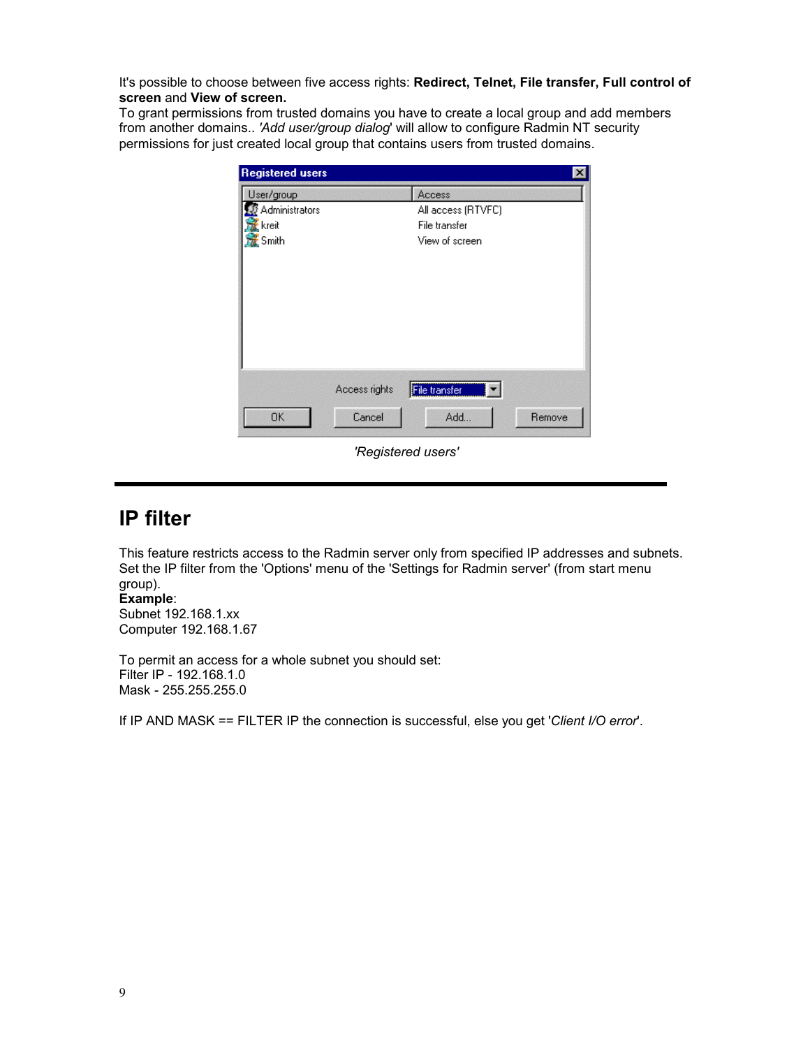It's possible to choose between five access rights: **Redirect, Telnet, File transfer, Full control of screen** and **View of screen.**

To grant permissions from trusted domains you have to create a local group and add members from another domains.. *'Add user/group dialog'* will allow to configure Radmin NT security permissions for just created local group that contains users from trusted domains.

*'Registered users'*

# IP filter

This feature restricts access to the Radmin server only from specified IP addresses and subnets. Set the IP filter from the 'Options' menu of the 'Settings for Radmin server' (from start menu group).

**Example**:
Subnet 192.168.1.xx
Computer 192.168.1.67

To permit an access for a whole subnet you should set:
Filter IP - 192.168.1.0
Mask - 255.255.255.0

If IP AND MASK == FILTER IP the connection is successful, else you get '*Client I/O error*'.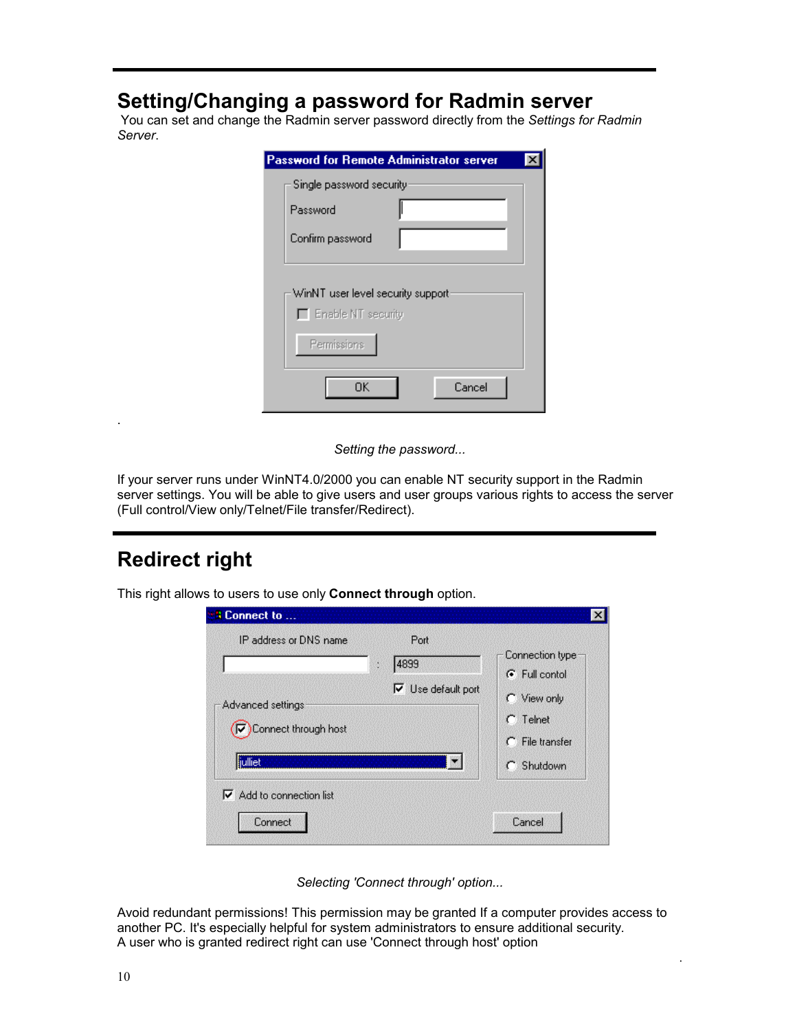## Setting/Changing a password for Radmin server

You can set and change the Radmin server password directly from the *Settings for Radmin Server*.

*Setting the password...*

If your server runs under WinNT4.0/2000 you can enable NT security support in the Radmin server settings. You will be able to give users and user groups various rights to access the server (Full control/View only/Telnet/File transfer/Redirect).

## Redirect right

This right allows to users to use only **Connect through** option.

*Selecting 'Connect through' option...*

Avoid redundant permissions! This permission may be granted If a computer provides access to another PC. It's especially helpful for system administrators to ensure additional security.
A user who is granted redirect right can use 'Connect through host' option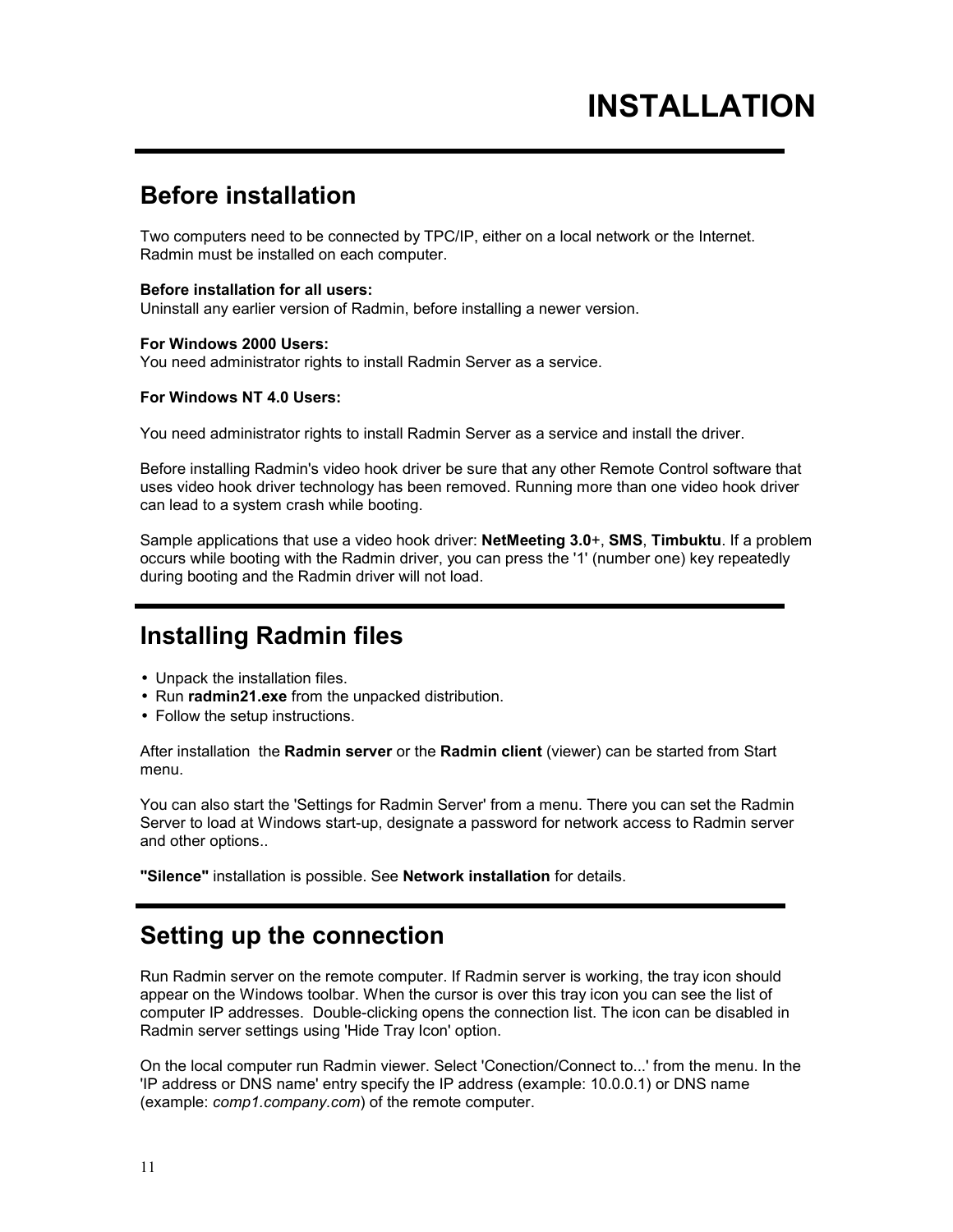# INSTALLATION

## Before installation

Two computers need to be connected by TPC/IP, either on a local network or the Internet. Radmin must be installed on each computer.

**Before installation for all users:**
Uninstall any earlier version of Radmin, before installing a newer version.

**For Windows 2000 Users:**
You need administrator rights to install Radmin Server as a service.

**For Windows NT 4.0 Users:**

You need administrator rights to install Radmin Server as a service and install the driver.

Before installing Radmin's video hook driver be sure that any other Remote Control software that uses video hook driver technology has been removed. Running more than one video hook driver can lead to a system crash while booting.

Sample applications that use a video hook driver: **NetMeeting 3.0**+, **SMS**, **Timbuktu**. If a problem occurs while booting with the Radmin driver, you can press the '1' (number one) key repeatedly during booting and the Radmin driver will not load.

## Installing Radmin files

- Unpack the installation files.
- Run **radmin21.exe** from the unpacked distribution.
- Follow the setup instructions.

After installation the **Radmin server** or the **Radmin client** (viewer) can be started from Start menu.

You can also start the 'Settings for Radmin Server' from a menu. There you can set the Radmin Server to load at Windows start-up, designate a password for network access to Radmin server and other options..

**"Silence"** installation is possible. See **Network installation** for details.

## Setting up the connection

Run Radmin server on the remote computer. If Radmin server is working, the tray icon should appear on the Windows toolbar. When the cursor is over this tray icon you can see the list of computer IP addresses. Double-clicking opens the connection list. The icon can be disabled in Radmin server settings using 'Hide Tray Icon' option.

On the local computer run Radmin viewer. Select 'Conection/Connect to...' from the menu. In the 'IP address or DNS name' entry specify the IP address (example: 10.0.0.1) or DNS name (example: *comp1.company.com*) of the remote computer.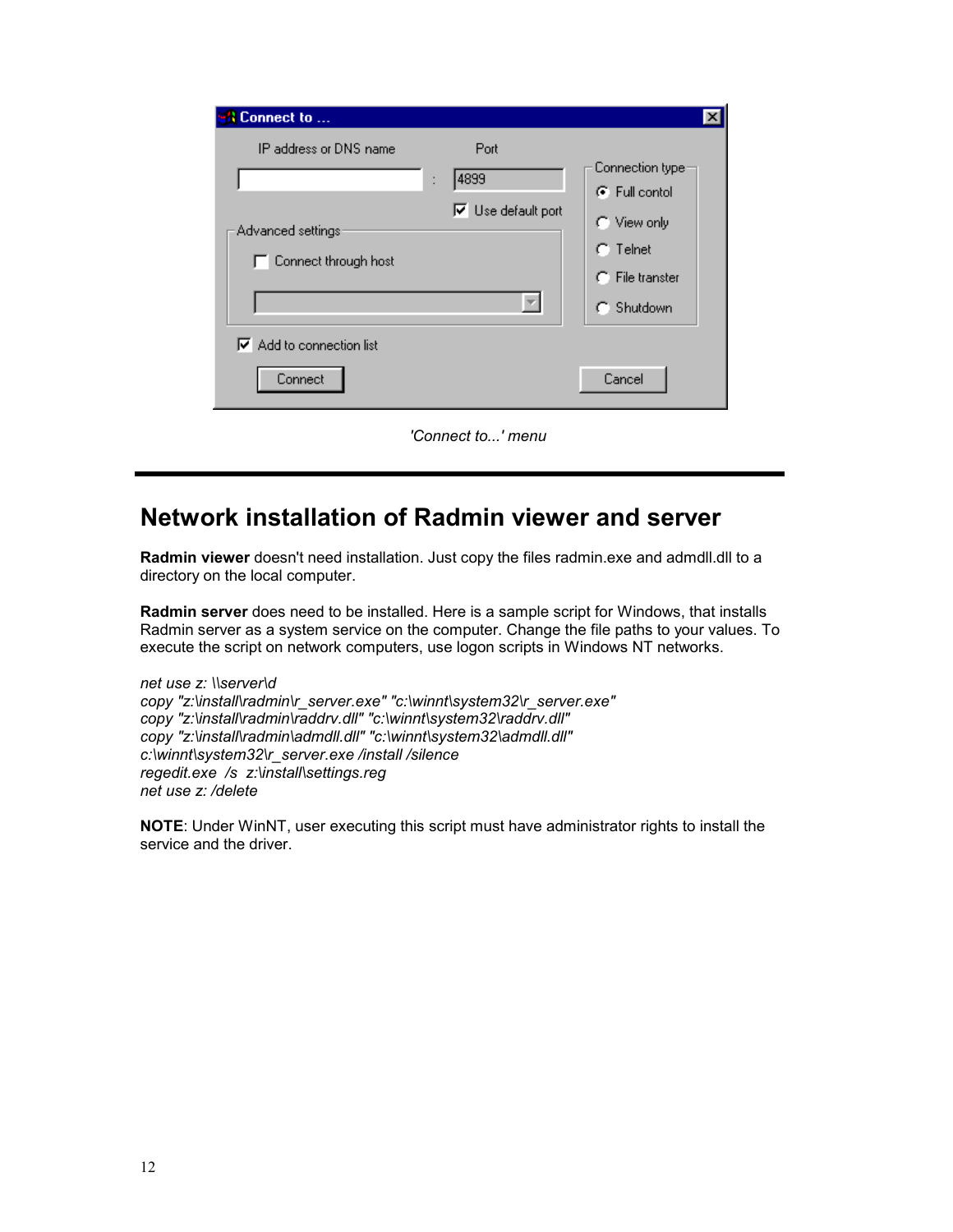'Connect to...' menu

## Network installation of Radmin viewer and server

**Radmin viewer** doesn't need installation. Just copy the files radmin.exe and admdll.dll to a directory on the local computer.

**Radmin server** does need to be installed. Here is a sample script for Windows, that installs Radmin server as a system service on the computer. Change the file paths to your values. To execute the script on network computers, use logon scripts in Windows NT networks.

```
net use z: \\server\d
copy "z:\install\radmin\r_server.exe" "c:\winnt\system32\r_server.exe"
copy "z:\install\radmin\raddrv.dll" "c:\winnt\system32\raddrv.dll"
copy "z:\install\radmin\admdll.dll" "c:\winnt\system32\admdll.dll"
c:\winnt\system32\r_server.exe /install /silence
regedit.exe  /s  z:\install\settings.reg
net use z: /delete
```

**NOTE**: Under WinNT, user executing this script must have administrator rights to install the service and the driver.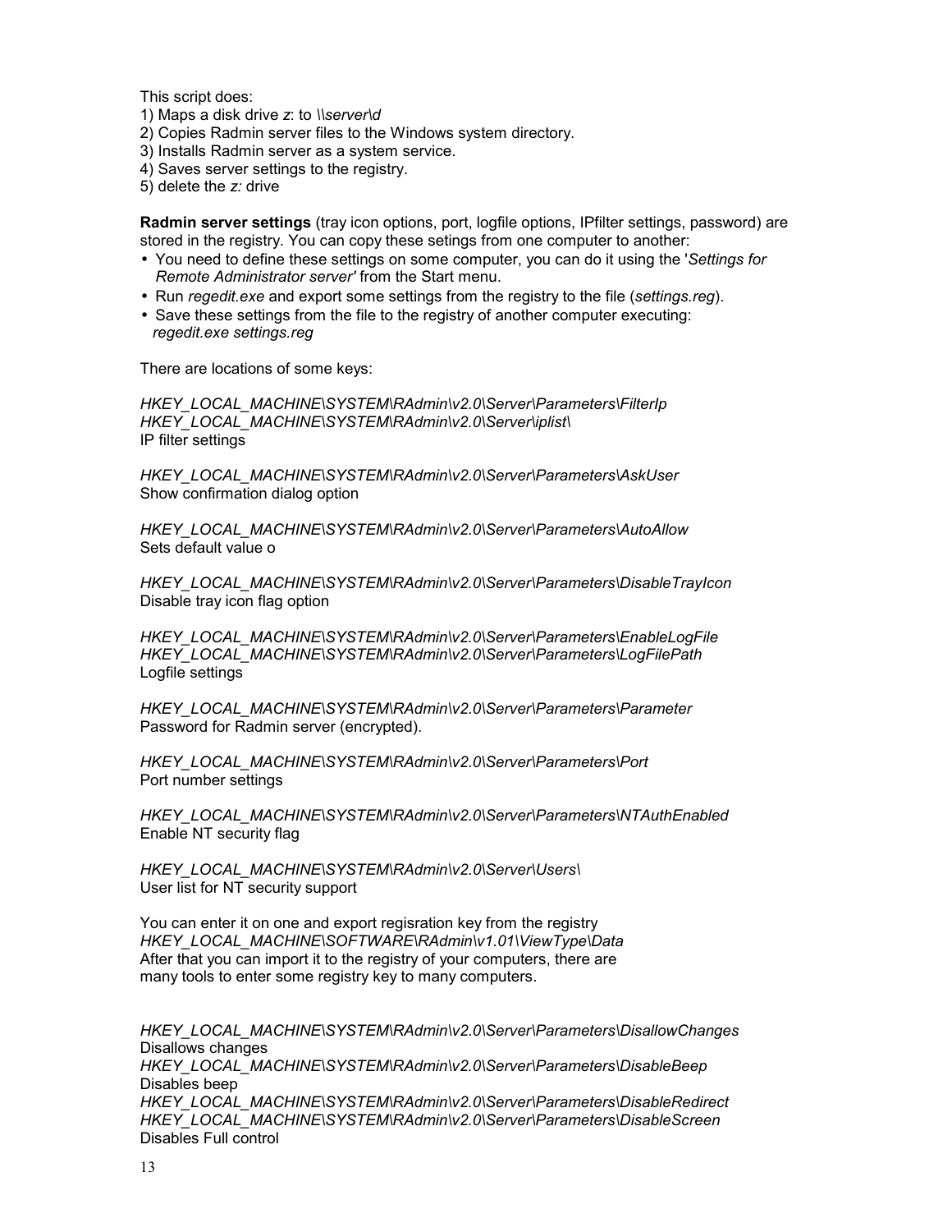This script does:

1) Maps a disk drive *z*: to *\\server\d*
2) Copies Radmin server files to the Windows system directory.
3) Installs Radmin server as a system service.
4) Saves server settings to the registry.
5) delete the *z:* drive

**Radmin server settings** (tray icon options, port, logfile options, IPfilter settings, password) are stored in the registry. You can copy these setings from one computer to another:

- You need to define these settings on some computer, you can do it using the '*Settings for Remote Administrator server'* from the Start menu.
- Run *regedit.exe* and export some settings from the registry to the file (*settings.reg*).
- Save these settings from the file to the registry of another computer executing: *regedit.exe settings.reg*

There are locations of some keys:

*HKEY_LOCAL_MACHINE\SYSTEM\RAdmin\v2.0\Server\Parameters\FilterIp*
*HKEY_LOCAL_MACHINE\SYSTEM\RAdmin\v2.0\Server\iplist\*
IP filter settings

*HKEY_LOCAL_MACHINE\SYSTEM\RAdmin\v2.0\Server\Parameters\AskUser*
Show confirmation dialog option

*HKEY_LOCAL_MACHINE\SYSTEM\RAdmin\v2.0\Server\Parameters\AutoAllow*
Sets default value o

*HKEY_LOCAL_MACHINE\SYSTEM\RAdmin\v2.0\Server\Parameters\DisableTrayIcon*
Disable tray icon flag option

*HKEY_LOCAL_MACHINE\SYSTEM\RAdmin\v2.0\Server\Parameters\EnableLogFile*
*HKEY_LOCAL_MACHINE\SYSTEM\RAdmin\v2.0\Server\Parameters\LogFilePath*
Logfile settings

*HKEY_LOCAL_MACHINE\SYSTEM\RAdmin\v2.0\Server\Parameters\Parameter*
Password for Radmin server (encrypted).

*HKEY_LOCAL_MACHINE\SYSTEM\RAdmin\v2.0\Server\Parameters\Port*
Port number settings

*HKEY_LOCAL_MACHINE\SYSTEM\RAdmin\v2.0\Server\Parameters\NTAuthEnabled*
Enable NT security flag

*HKEY_LOCAL_MACHINE\SYSTEM\RAdmin\v2.0\Server\Users\*
User list for NT security support

You can enter it on one and export regisration key from the registry
*HKEY_LOCAL_MACHINE\SOFTWARE\RAdmin\v1.01\ViewType\Data*
After that you can import it to the registry of your computers, there are many tools to enter some registry key to many computers.

*HKEY_LOCAL_MACHINE\SYSTEM\RAdmin\v2.0\Server\Parameters\DisallowChanges*
Disallows changes
*HKEY_LOCAL_MACHINE\SYSTEM\RAdmin\v2.0\Server\Parameters\DisableBeep*
Disables beep
*HKEY_LOCAL_MACHINE\SYSTEM\RAdmin\v2.0\Server\Parameters\DisableRedirect*
*HKEY_LOCAL_MACHINE\SYSTEM\RAdmin\v2.0\Server\Parameters\DisableScreen*
Disables Full control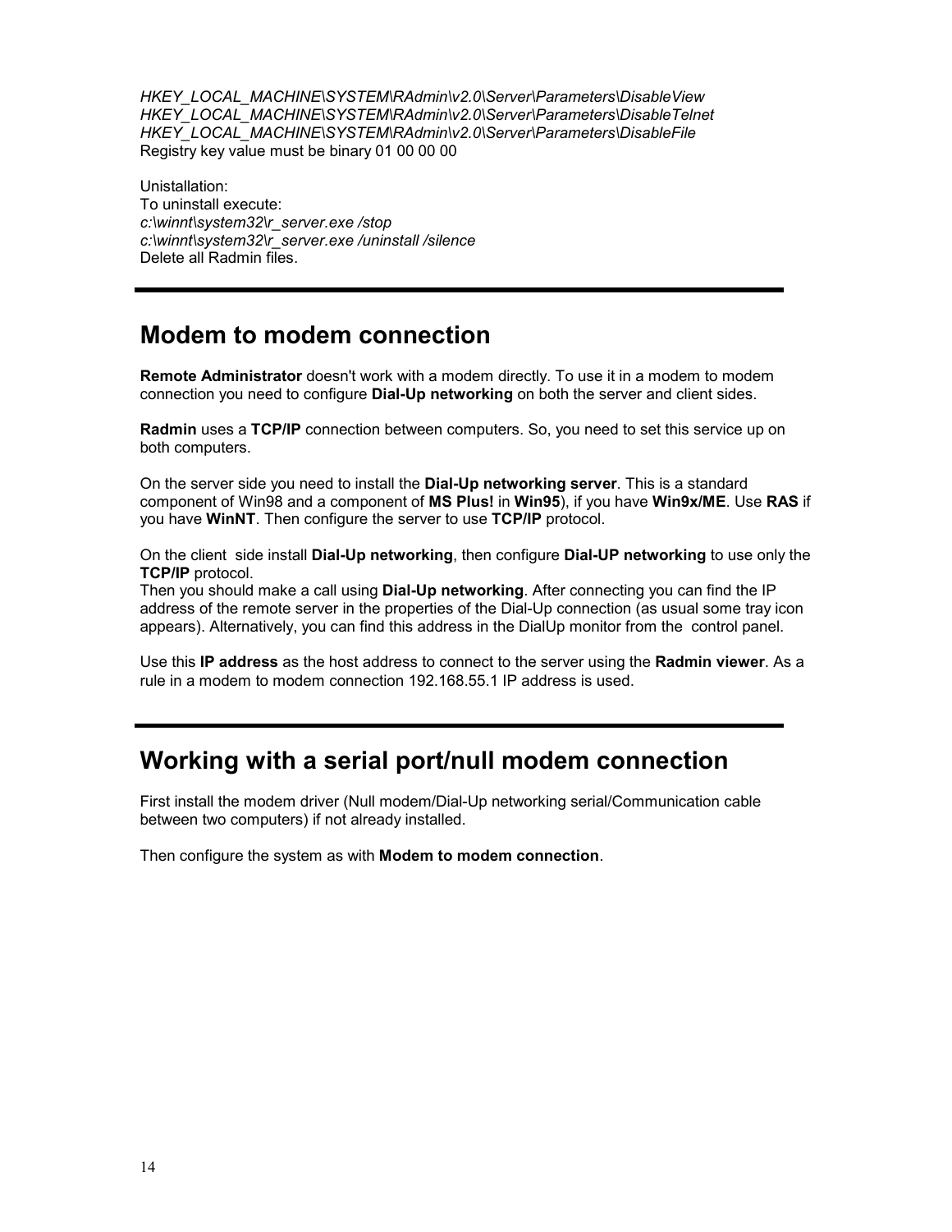*HKEY_LOCAL_MACHINE\SYSTEM\RAdmin\v2.0\Server\Parameters\DisableView*
*HKEY_LOCAL_MACHINE\SYSTEM\RAdmin\v2.0\Server\Parameters\DisableTelnet*
*HKEY_LOCAL_MACHINE\SYSTEM\RAdmin\v2.0\Server\Parameters\DisableFile*
Registry key value must be binary 01 00 00 00

Unistallation:
To uninstall execute:
*c:\winnt\system32\r_server.exe /stop*
*c:\winnt\system32\r_server.exe /uninstall /silence*
Delete all Radmin files.

---

## Modem to modem connection

**Remote Administrator** doesn't work with a modem directly. To use it in a modem to modem connection you need to configure **Dial-Up networking** on both the server and client sides.

**Radmin** uses a **TCP/IP** connection between computers. So, you need to set this service up on both computers.

On the server side you need to install the **Dial-Up networking server**. This is a standard component of Win98 and a component of **MS Plus!** in **Win95**), if you have **Win9x/ME**. Use **RAS** if you have **WinNT**. Then configure the server to use **TCP/IP** protocol.

On the client side install **Dial-Up networking**, then configure **Dial-UP networking** to use only the **TCP/IP** protocol.
Then you should make a call using **Dial-Up networking**. After connecting you can find the IP address of the remote server in the properties of the Dial-Up connection (as usual some tray icon appears). Alternatively, you can find this address in the DialUp monitor from the control panel.

Use this **IP address** as the host address to connect to the server using the **Radmin viewer**. As a rule in a modem to modem connection 192.168.55.1 IP address is used.

---

## Working with a serial port/null modem connection

First install the modem driver (Null modem/Dial-Up networking serial/Communication cable between two computers) if not already installed.

Then configure the system as with **Modem to modem connection**.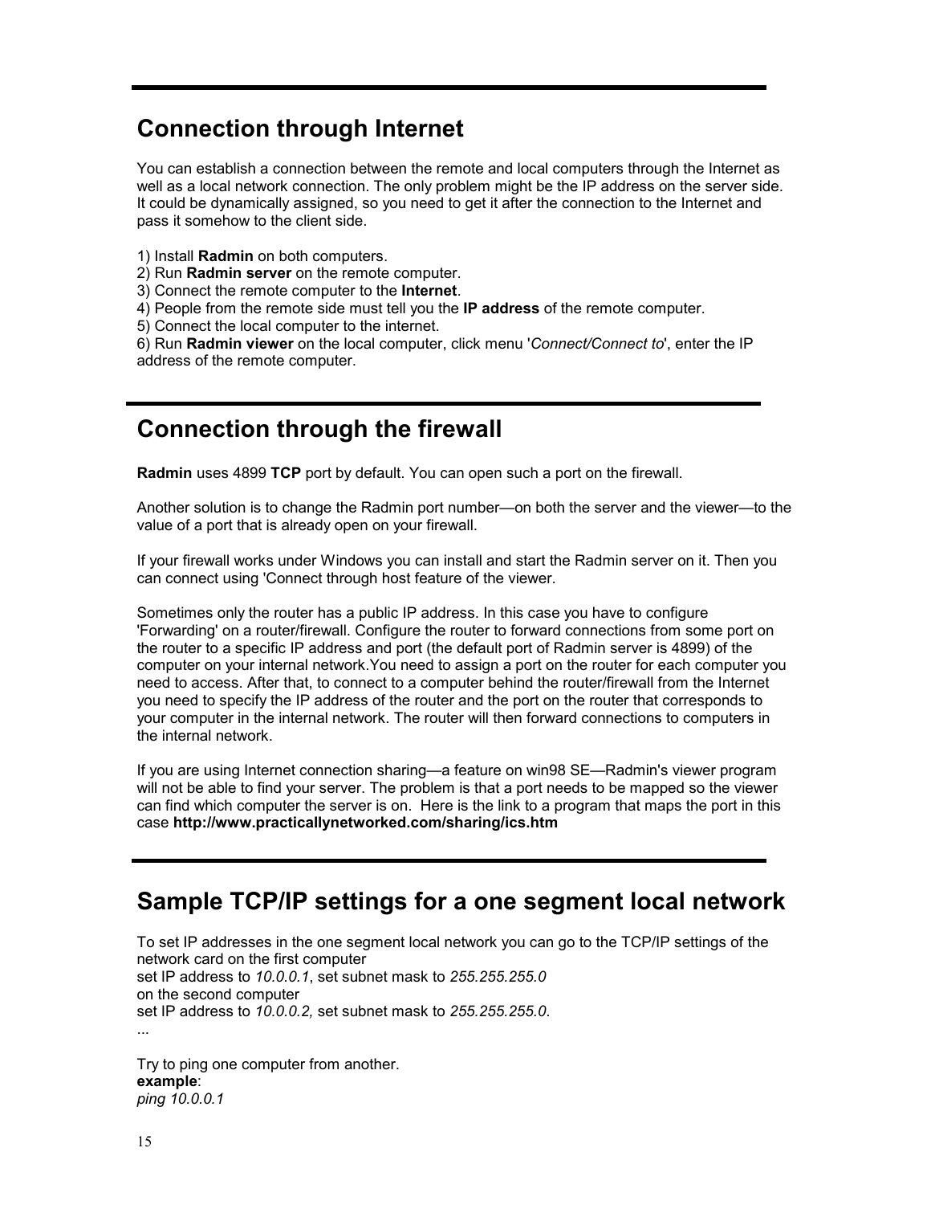## Connection through Internet

You can establish a connection between the remote and local computers through the Internet as well as a local network connection. The only problem might be the IP address on the server side. It could be dynamically assigned, so you need to get it after the connection to the Internet and pass it somehow to the client side.

1) Install **Radmin** on both computers.
2) Run **Radmin server** on the remote computer.
3) Connect the remote computer to the **Internet**.
4) People from the remote side must tell you the **IP address** of the remote computer.
5) Connect the local computer to the internet.
6) Run **Radmin viewer** on the local computer, click menu '*Connect/Connect to*', enter the IP address of the remote computer.

## Connection through the firewall

**Radmin** uses 4899 **TCP** port by default. You can open such a port on the firewall.

Another solution is to change the Radmin port number—on both the server and the viewer—to the value of a port that is already open on your firewall.

If your firewall works under Windows you can install and start the Radmin server on it. Then you can connect using 'Connect through host feature of the viewer.

Sometimes only the router has a public IP address. In this case you have to configure 'Forwarding' on a router/firewall. Configure the router to forward connections from some port on the router to a specific IP address and port (the default port of Radmin server is 4899) of the computer on your internal network.You need to assign a port on the router for each computer you need to access. After that, to connect to a computer behind the router/firewall from the Internet you need to specify the IP address of the router and the port on the router that corresponds to your computer in the internal network. The router will then forward connections to computers in the internal network.

If you are using Internet connection sharing—a feature on win98 SE—Radmin's viewer program will not be able to find your server. The problem is that a port needs to be mapped so the viewer can find which computer the server is on. Here is the link to a program that maps the port in this case **http://www.practicallynetworked.com/sharing/ics.htm**

## Sample TCP/IP settings for a one segment local network

To set IP addresses in the one segment local network you can go to the TCP/IP settings of the network card on the first computer
set IP address to *10.0.0.1*, set subnet mask to *255.255.255.0*
on the second computer
set IP address to *10.0.0.2,* set subnet mask to *255.255.255.0*.
...

Try to ping one computer from another.
**example**:
*ping 10.0.0.1*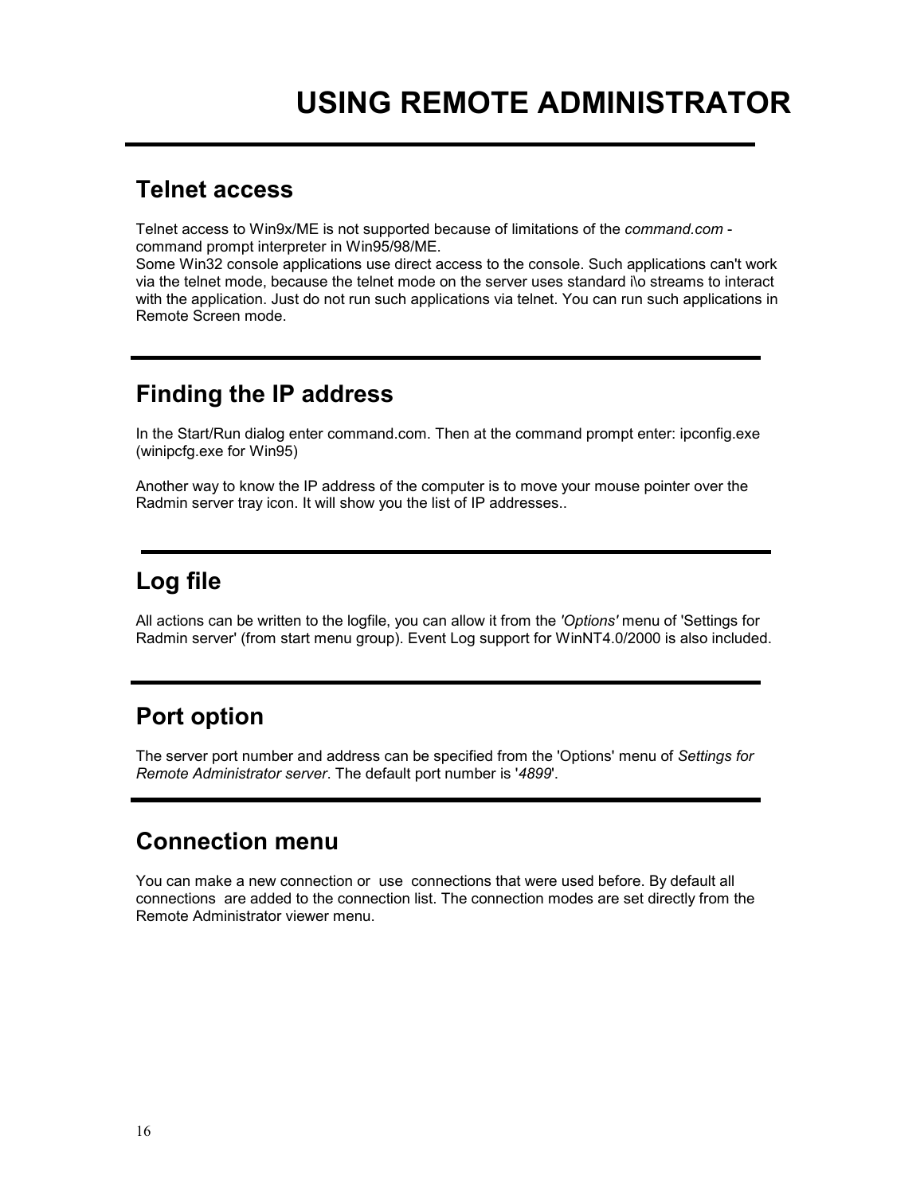# USING REMOTE ADMINISTRATOR

## Telnet access

Telnet access to Win9x/ME is not supported because of limitations of the *command.com* - command prompt interpreter in Win95/98/ME.
Some Win32 console applications use direct access to the console. Such applications can't work via the telnet mode, because the telnet mode on the server uses standard i\o streams to interact with the application. Just do not run such applications via telnet. You can run such applications in Remote Screen mode.

## Finding the IP address

In the Start/Run dialog enter command.com. Then at the command prompt enter: ipconfig.exe (winipcfg.exe for Win95)

Another way to know the IP address of the computer is to move your mouse pointer over the Radmin server tray icon. It will show you the list of IP addresses..

## Log file

All actions can be written to the logfile, you can allow it from the *'Options'* menu of 'Settings for Radmin server' (from start menu group). Event Log support for WinNT4.0/2000 is also included.

## Port option

The server port number and address can be specified from the 'Options' menu of *Settings for Remote Administrator server*. The default port number is '*4899*'.

## Connection menu

You can make a new connection or use connections that were used before. By default all connections are added to the connection list. The connection modes are set directly from the Remote Administrator viewer menu.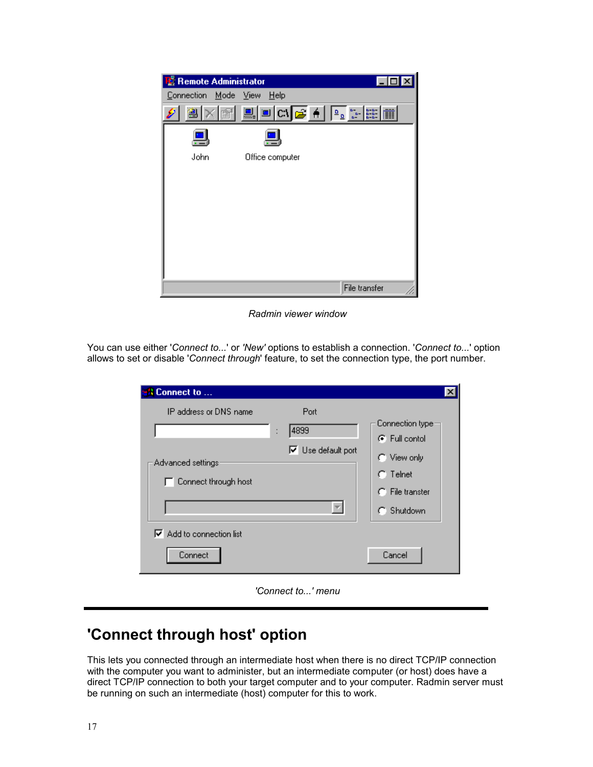*Radmin viewer window*

You can use either '*Connect to...*' or *'New'* options to establish a connection. '*Connect to...*' option allows to set or disable '*Connect through*' feature, to set the connection type, the port number.

*'Connect to...' menu*

## 'Connect through host' option

This lets you connected through an intermediate host when there is no direct TCP/IP connection with the computer you want to administer, but an intermediate computer (or host) does have a direct TCP/IP connection to both your target computer and to your computer. Radmin server must be running on such an intermediate (host) computer for this to work.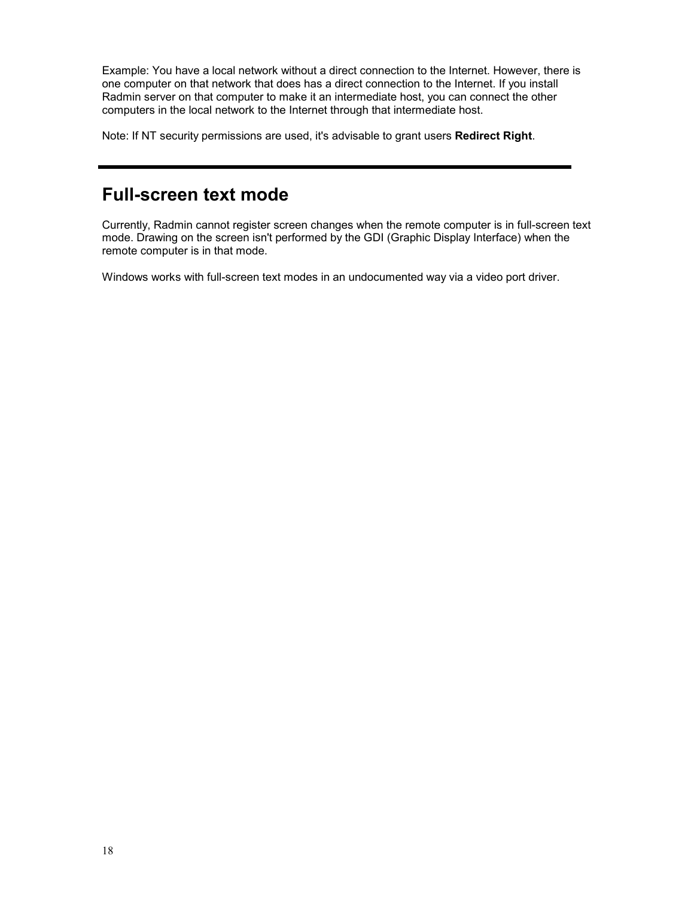Example: You have a local network without a direct connection to the Internet. However, there is one computer on that network that does has a direct connection to the Internet. If you install Radmin server on that computer to make it an intermediate host, you can connect the other computers in the local network to the Internet through that intermediate host.

Note: If NT security permissions are used, it's advisable to grant users **Redirect Right**.

---

# Full-screen text mode

Currently, Radmin cannot register screen changes when the remote computer is in full-screen text mode. Drawing on the screen isn't performed by the GDI (Graphic Display Interface) when the remote computer is in that mode.

Windows works with full-screen text modes in an undocumented way via a video port driver.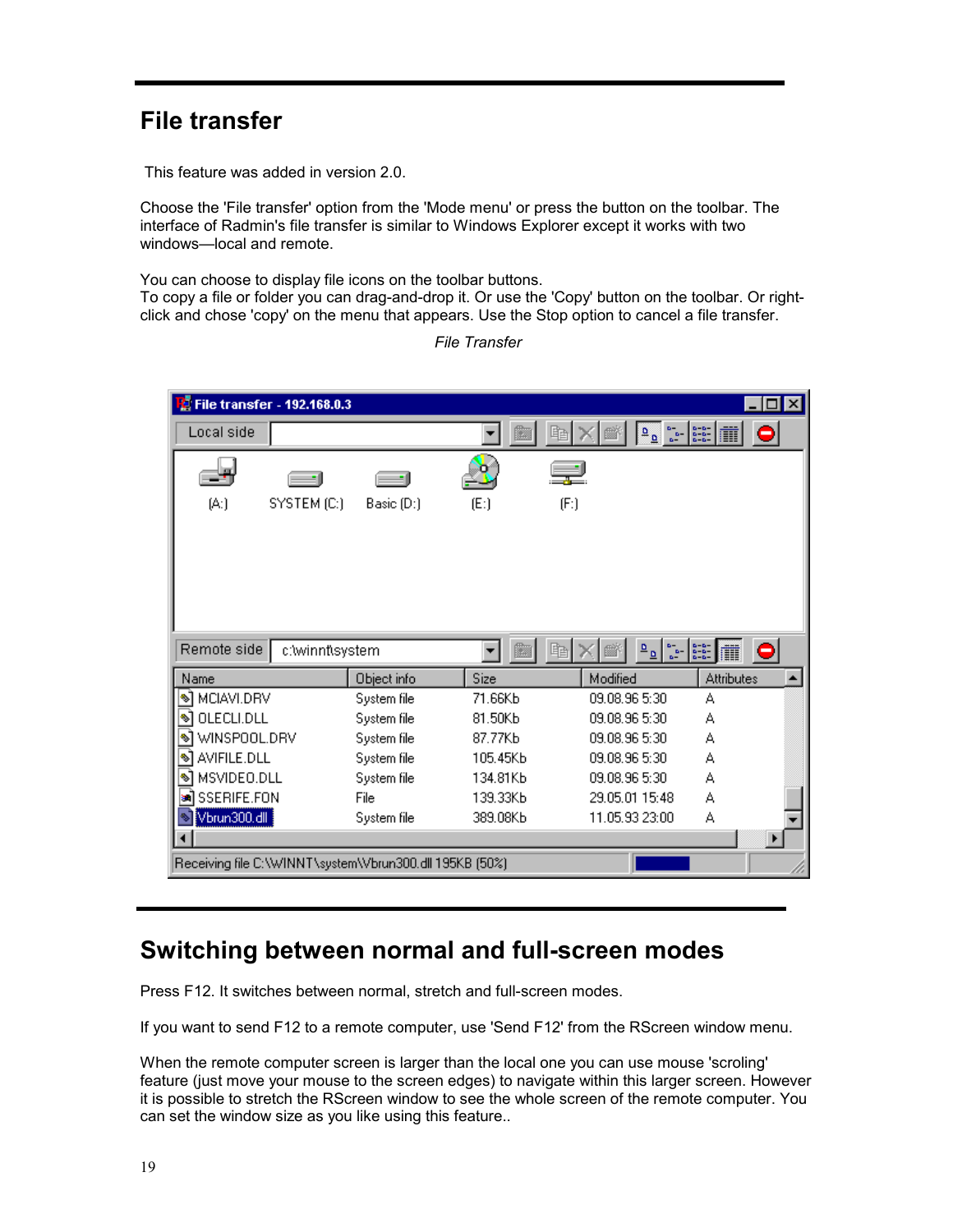# File transfer

This feature was added in version 2.0.

Choose the 'File transfer' option from the 'Mode menu' or press the button on the toolbar. The interface of Radmin's file transfer is similar to Windows Explorer except it works with two windows—local and remote.

You can choose to display file icons on the toolbar buttons.
To copy a file or folder you can drag-and-drop it. Or use the 'Copy' button on the toolbar. Or right-click and chose 'copy' on the menu that appears. Use the Stop option to cancel a file transfer.

*File Transfer*

# Switching between normal and full-screen modes

Press F12. It switches between normal, stretch and full-screen modes.

If you want to send F12 to a remote computer, use 'Send F12' from the RScreen window menu.

When the remote computer screen is larger than the local one you can use mouse 'scroling' feature (just move your mouse to the screen edges) to navigate within this larger screen. However it is possible to stretch the RScreen window to see the whole screen of the remote computer. You can set the window size as you like using this feature..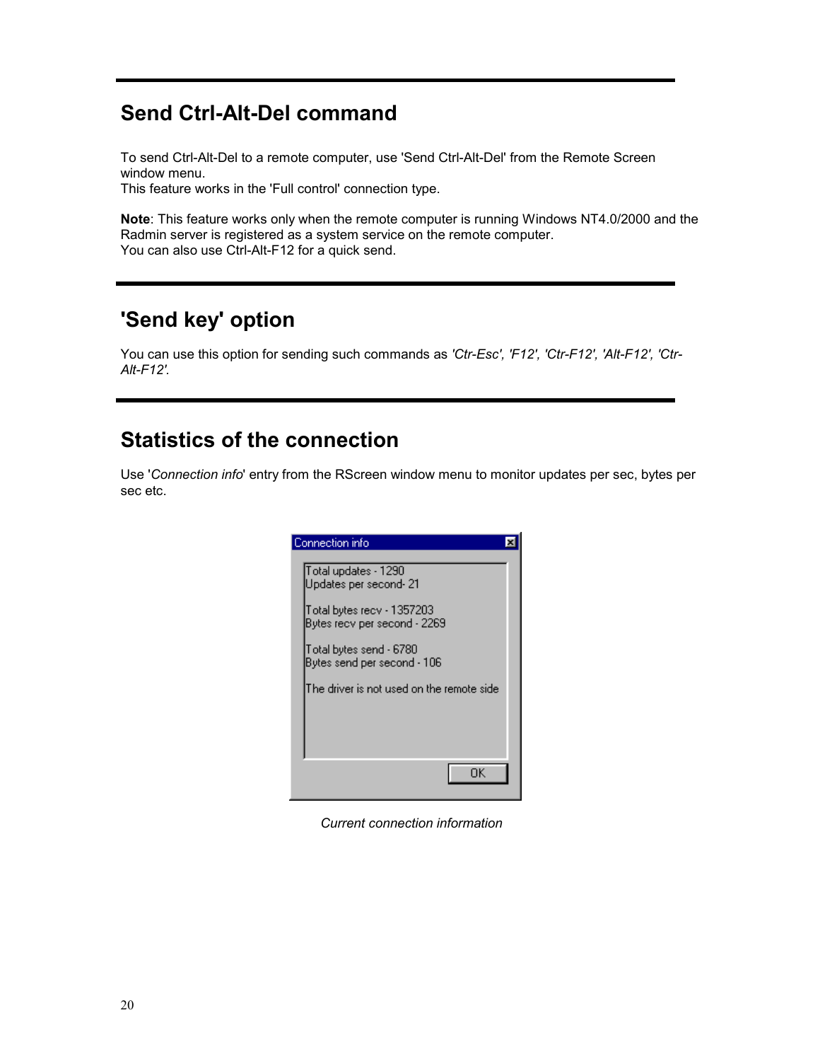## Send Ctrl-Alt-Del command

To send Ctrl-Alt-Del to a remote computer, use 'Send Ctrl-Alt-Del' from the Remote Screen window menu.
This feature works in the 'Full control' connection type.

**Note**: This feature works only when the remote computer is running Windows NT4.0/2000 and the Radmin server is registered as a system service on the remote computer.
You can also use Ctrl-Alt-F12 for a quick send.

## 'Send key' option

You can use this option for sending such commands as *'Ctr-Esc', 'F12', 'Ctr-F12', 'Alt-F12', 'Ctr-Alt-F12'.*

## Statistics of the connection

Use '*Connection info*' entry from the RScreen window menu to monitor updates per sec, bytes per sec etc.

*Current connection information*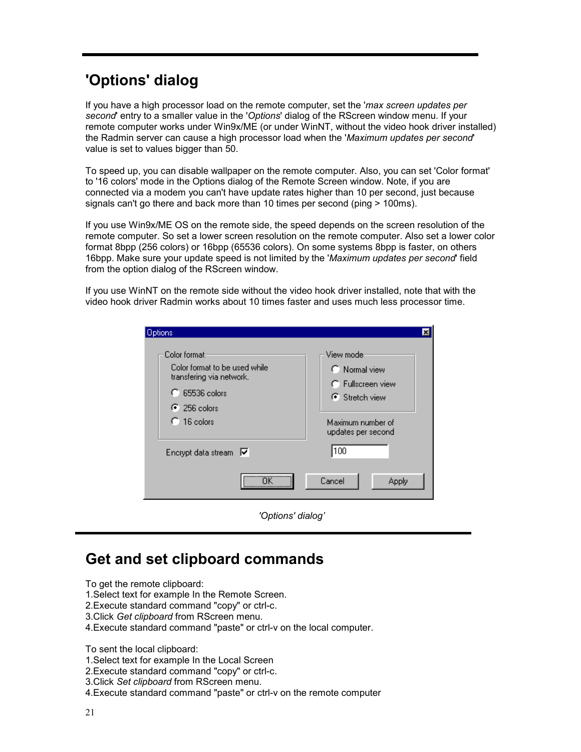## 'Options' dialog

If you have a high processor load on the remote computer, set the '*max screen updates per second*' entry to a smaller value in the '*Options*' dialog of the RScreen window menu. If your remote computer works under Win9x/ME (or under WinNT, without the video hook driver installed) the Radmin server can cause a high processor load when the '*Maximum updates per second*' value is set to values bigger than 50.

To speed up, you can disable wallpaper on the remote computer. Also, you can set 'Color format' to '16 colors' mode in the Options dialog of the Remote Screen window. Note, if you are connected via a modem you can't have update rates higher than 10 per second, just because signals can't go there and back more than 10 times per second (ping > 100ms).

If you use Win9x/ME OS on the remote side, the speed depends on the screen resolution of the remote computer. So set a lower screen resolution on the remote computer. Also set a lower color format 8bpp (256 colors) or 16bpp (65536 colors). On some systems 8bpp is faster, on others 16bpp. Make sure your update speed is not limited by the '*Maximum updates per second*' field from the option dialog of the RScreen window.

If you use WinNT on the remote side without the video hook driver installed, note that with the video hook driver Radmin works about 10 times faster and uses much less processor time.

*'Options' dialog'*

## Get and set clipboard commands

To get the remote clipboard:
1.Select text for example In the Remote Screen.
2.Execute standard command "copy" or ctrl-c.
3.Click *Get clipboard* from RScreen menu.
4.Execute standard command "paste" or ctrl-v on the local computer.

To sent the local clipboard:
1.Select text for example In the Local Screen
2.Execute standard command "copy" or ctrl-c.
3.Click *Set clipboard* from RScreen menu.
4.Execute standard command "paste" or ctrl-v on the remote computer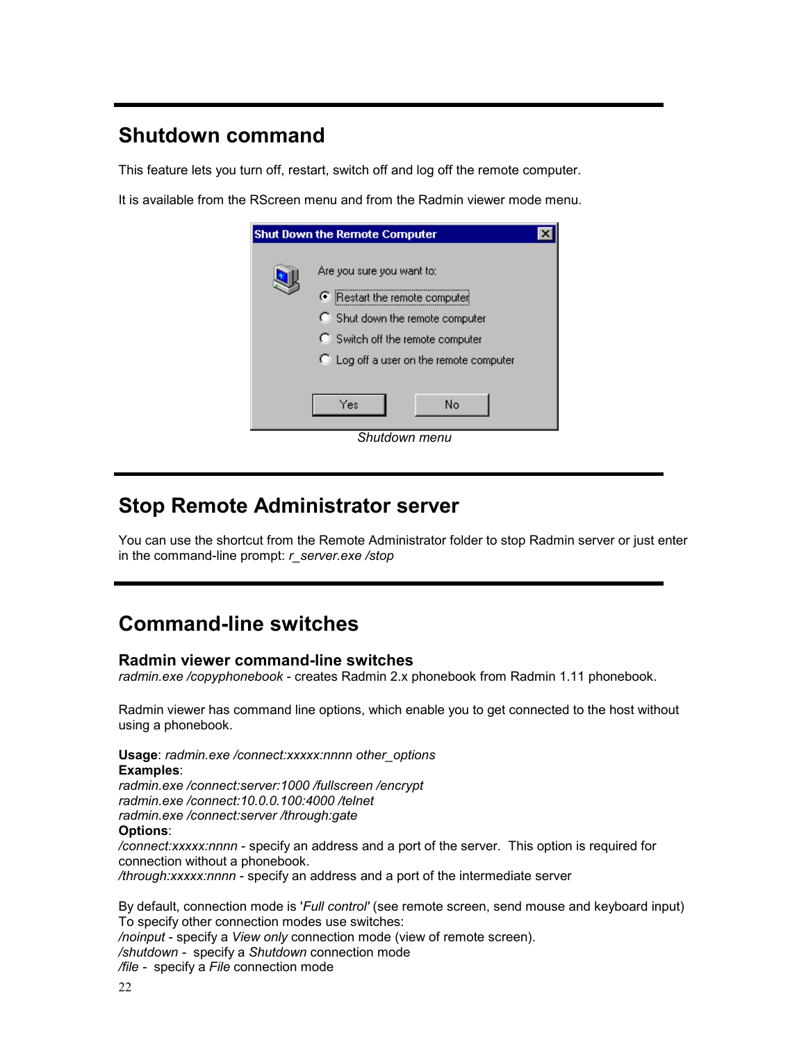## Shutdown command

This feature lets you turn off, restart, switch off and log off the remote computer.

It is available from the RScreen menu and from the Radmin viewer mode menu.

*Shutdown menu*

## Stop Remote Administrator server

You can use the shortcut from the Remote Administrator folder to stop Radmin server or just enter in the command-line prompt: *r_server.exe /stop*

## Command-line switches

### Radmin viewer command-line switches

*radmin.exe /copyphonebook* - creates Radmin 2.x phonebook from Radmin 1.11 phonebook.

Radmin viewer has command line options, which enable you to get connected to the host without using a phonebook.

**Usage**: *radmin.exe /connect:xxxxx:nnnn other_options*
**Examples**:
*radmin.exe /connect:server:1000 /fullscreen /encrypt*
*radmin.exe /connect:10.0.0.100:4000 /telnet*
*radmin.exe /connect:server /through:gate*
**Options**:
*/connect:xxxxx:nnnn* - specify an address and a port of the server. This option is required for connection without a phonebook.
*/through:xxxxx:nnnn* - specify an address and a port of the intermediate server

By default, connection mode is '*Full control*' (see remote screen, send mouse and keyboard input)
To specify other connection modes use switches:
*/noinput* - specify a *View only* connection mode (view of remote screen).
*/shutdown* - specify a *Shutdown* connection mode
*/file* - specify a *File* connection mode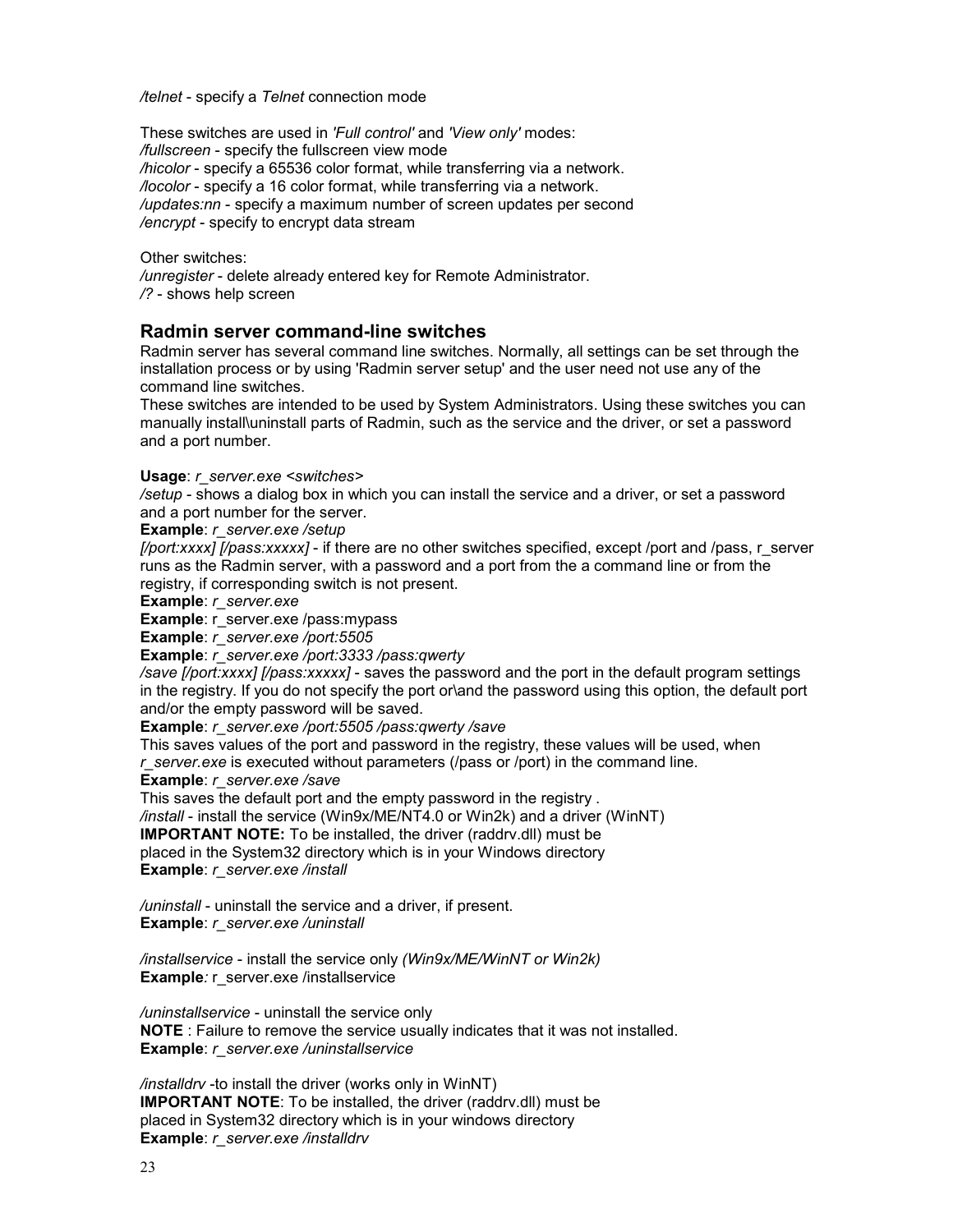*/telnet* - specify a *Telnet* connection mode

These switches are used in *'Full control'* and *'View only'* modes:
*/fullscreen* - specify the fullscreen view mode
*/hicolor* - specify a 65536 color format, while transferring via a network.
*/locolor* - specify a 16 color format, while transferring via a network.
*/updates:nn* - specify a maximum number of screen updates per second
*/encrypt* - specify to encrypt data stream

Other switches:
*/unregister* - delete already entered key for Remote Administrator.
*/?* - shows help screen

## Radmin server command-line switches

Radmin server has several command line switches. Normally, all settings can be set through the installation process or by using 'Radmin server setup' and the user need not use any of the command line switches.
These switches are intended to be used by System Administrators. Using these switches you can manually install\uninstall parts of Radmin, such as the service and the driver, or set a password and a port number.

**Usage**: *r_server.exe <switches>*
*/setup* - shows a dialog box in which you can install the service and a driver, or set a password and a port number for the server.
**Example**: *r_server.exe /setup*
*[/port:xxxx] [/pass:xxxxx]* - if there are no other switches specified, except /port and /pass, r_server runs as the Radmin server, with a password and a port from the a command line or from the registry, if corresponding switch is not present.
**Example**: *r_server.exe*
**Example**: r_server.exe /pass:mypass
**Example**: *r_server.exe /port:5505*
**Example**: *r_server.exe /port:3333 /pass:qwerty*
*/save [/port:xxxx] [/pass:xxxxx]* - saves the password and the port in the default program settings in the registry. If you do not specify the port or\and the password using this option, the default port and/or the empty password will be saved.
**Example**: *r_server.exe /port:5505 /pass:qwerty /save*
This saves values of the port and password in the registry, these values will be used, when *r_server.exe* is executed without parameters (/pass or /port) in the command line.
**Example**: *r_server.exe /save*
This saves the default port and the empty password in the registry .
*/install* - install the service (Win9x/ME/NT4.0 or Win2k) and a driver (WinNT)
**IMPORTANT NOTE:** To be installed, the driver (raddrv.dll) must be placed in the System32 directory which is in your Windows directory
**Example**: *r_server.exe /install*

*/uninstall* - uninstall the service and a driver, if present.
**Example**: *r_server.exe /uninstall*

*/installservice* - install the service only *(Win9x/ME/WinNT or Win2k)*
**Example***:* r_server.exe /installservice

*/uninstallservice* - uninstall the service only
**NOTE** : Failure to remove the service usually indicates that it was not installed.
**Example**: *r_server.exe /uninstallservice*

*/installdrv* -to install the driver (works only in WinNT)
**IMPORTANT NOTE**: To be installed, the driver (raddrv.dll) must be placed in System32 directory which is in your windows directory
**Example**: *r_server.exe /installdrv*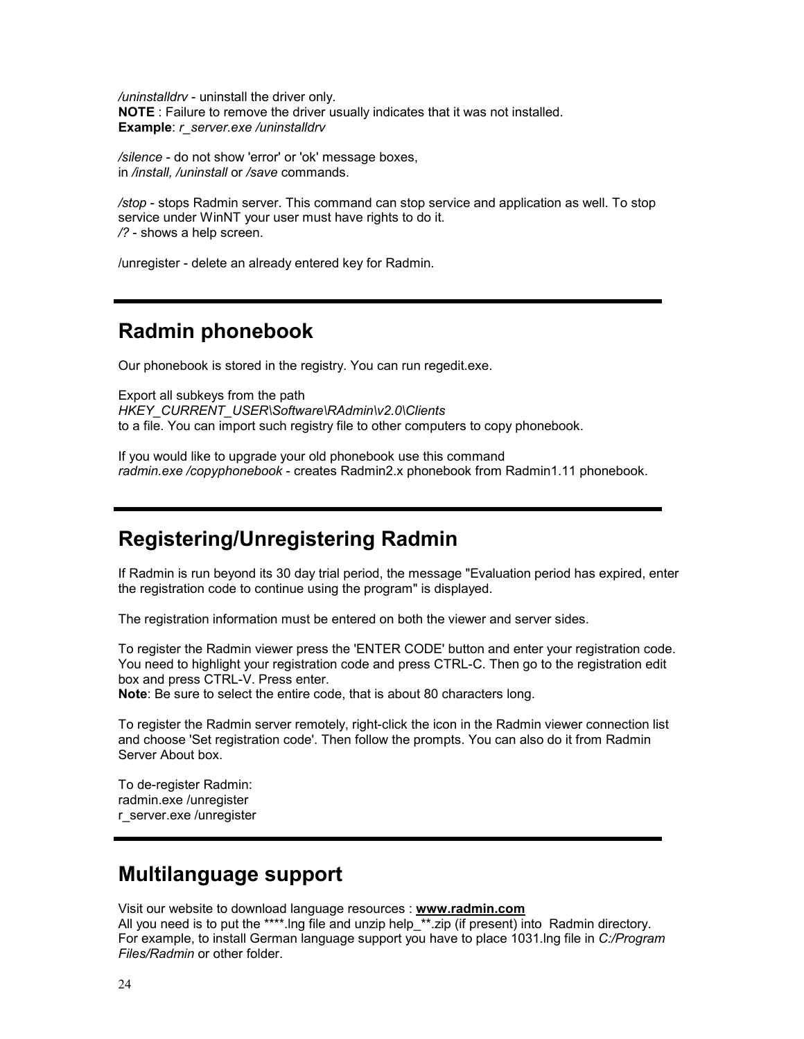*/uninstalldrv* - uninstall the driver only.
**NOTE** : Failure to remove the driver usually indicates that it was not installed.
**Example**: *r_server.exe /uninstalldrv*

*/silence* - do not show 'error' or 'ok' message boxes,
in */install, /uninstall* or */save* commands.

*/stop* - stops Radmin server. This command can stop service and application as well. To stop service under WinNT your user must have rights to do it.
*/?* - shows a help screen.

/unregister - delete an already entered key for Radmin.

---

## Radmin phonebook

Our phonebook is stored in the registry. You can run regedit.exe.

Export all subkeys from the path
*HKEY_CURRENT_USER\Software\RAdmin\v2.0\Clients*
to a file. You can import such registry file to other computers to copy phonebook.

If you would like to upgrade your old phonebook use this command
*radmin.exe /copyphonebook* - creates Radmin2.x phonebook from Radmin1.11 phonebook.

---

## Registering/Unregistering Radmin

If Radmin is run beyond its 30 day trial period, the message "Evaluation period has expired, enter the registration code to continue using the program" is displayed.

The registration information must be entered on both the viewer and server sides.

To register the Radmin viewer press the 'ENTER CODE' button and enter your registration code. You need to highlight your registration code and press CTRL-C. Then go to the registration edit box and press CTRL-V. Press enter.
**Note**: Be sure to select the entire code, that is about 80 characters long.

To register the Radmin server remotely, right-click the icon in the Radmin viewer connection list and choose 'Set registration code'. Then follow the prompts. You can also do it from Radmin Server About box.

To de-register Radmin:
radmin.exe /unregister
r_server.exe /unregister

---

## Multilanguage support

Visit our website to download language resources : **www.radmin.com**
All you need is to put the ****.lng file and unzip help_**.zip (if present) into Radmin directory. For example, to install German language support you have to place 1031.lng file in *C:/Program Files/Radmin* or other folder.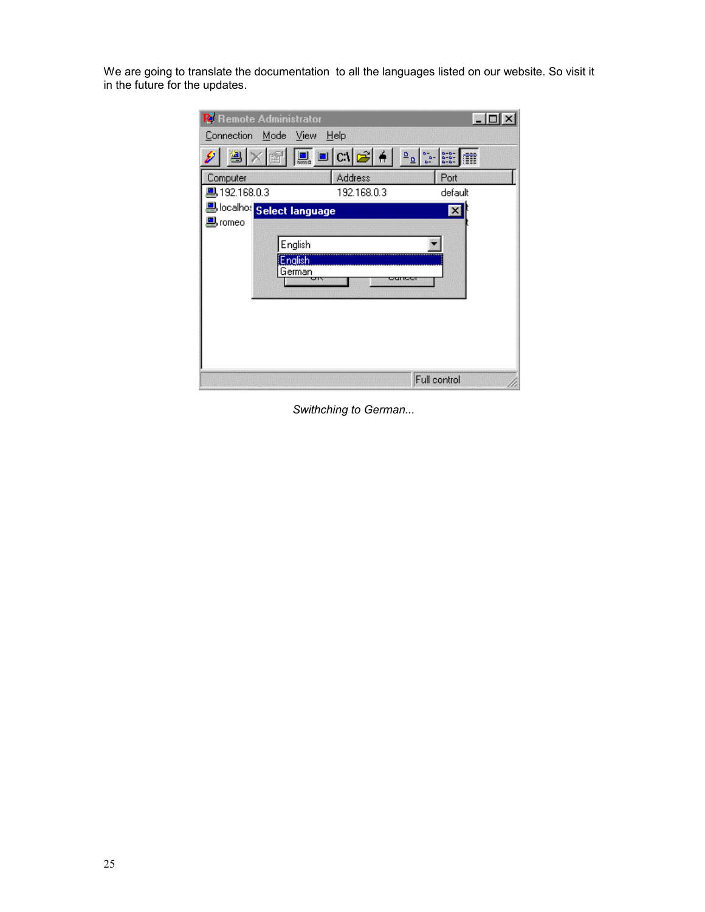We are going to translate the documentation to all the languages listed on our website. So visit it in the future for the updates.

*Swithching to German...*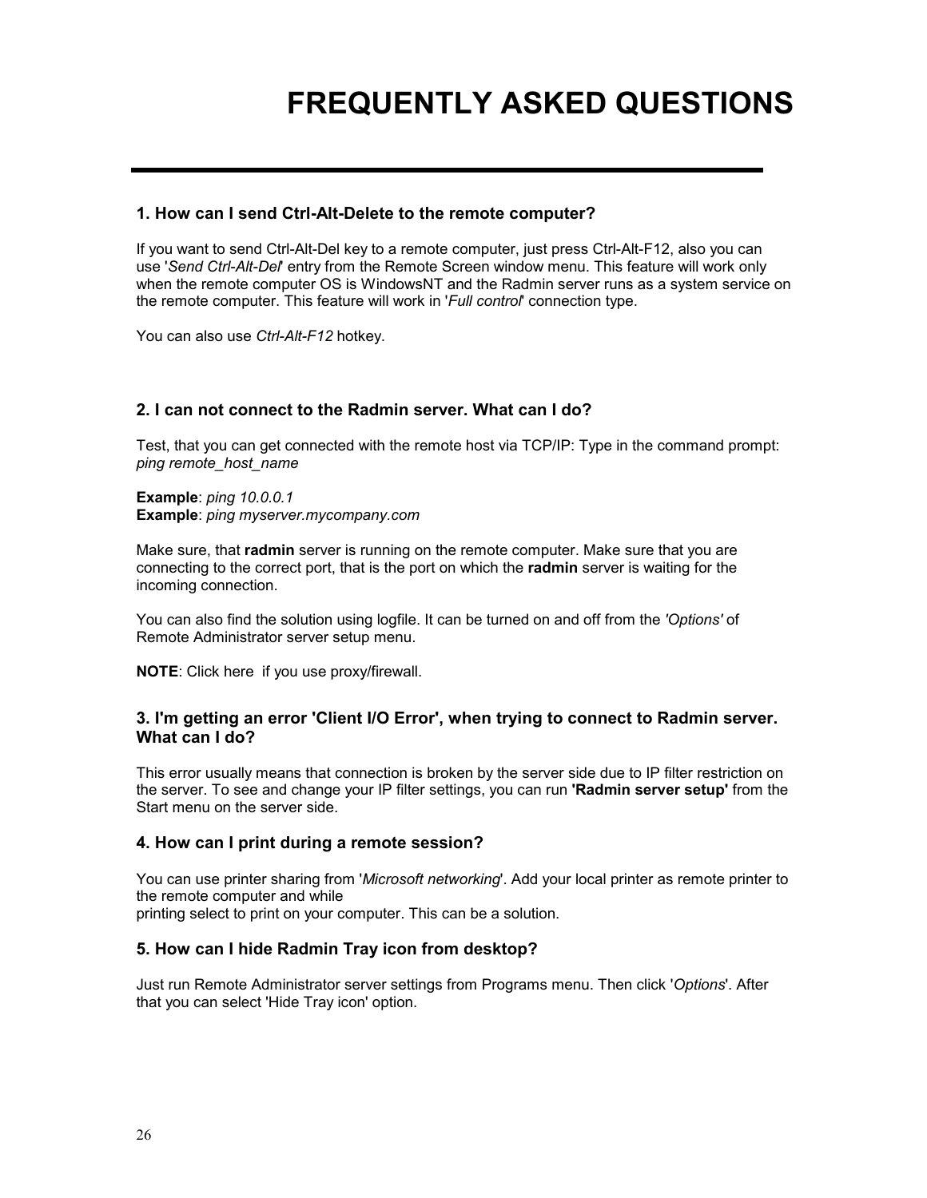# FREQUENTLY ASKED QUESTIONS

### 1. How can I send Ctrl-Alt-Delete to the remote computer?

If you want to send Ctrl-Alt-Del key to a remote computer, just press Ctrl-Alt-F12, also you can use '*Send Ctrl-Alt-Del*' entry from the Remote Screen window menu. This feature will work only when the remote computer OS is WindowsNT and the Radmin server runs as a system service on the remote computer. This feature will work in '*Full control*' connection type.

You can also use *Ctrl-Alt-F12* hotkey.

### 2. I can not connect to the Radmin server. What can I do?

Test, that you can get connected with the remote host via TCP/IP: Type in the command prompt: *ping remote_host_name*

**Example**: *ping 10.0.0.1*
**Example**: *ping myserver.mycompany.com*

Make sure, that **radmin** server is running on the remote computer. Make sure that you are connecting to the correct port, that is the port on which the **radmin** server is waiting for the incoming connection.

You can also find the solution using logfile. It can be turned on and off from the *'Options'* of Remote Administrator server setup menu.

**NOTE**: Click here if you use proxy/firewall.

### 3. I'm getting an error 'Client I/O Error', when trying to connect to Radmin server. What can I do?

This error usually means that connection is broken by the server side due to IP filter restriction on the server. To see and change your IP filter settings, you can run **'Radmin server setup'** from the Start menu on the server side.

### 4. How can I print during a remote session?

You can use printer sharing from '*Microsoft networking*'. Add your local printer as remote printer to the remote computer and while
printing select to print on your computer. This can be a solution.

### 5. How can I hide Radmin Tray icon from desktop?

Just run Remote Administrator server settings from Programs menu. Then click '*Options*'. After that you can select 'Hide Tray icon' option.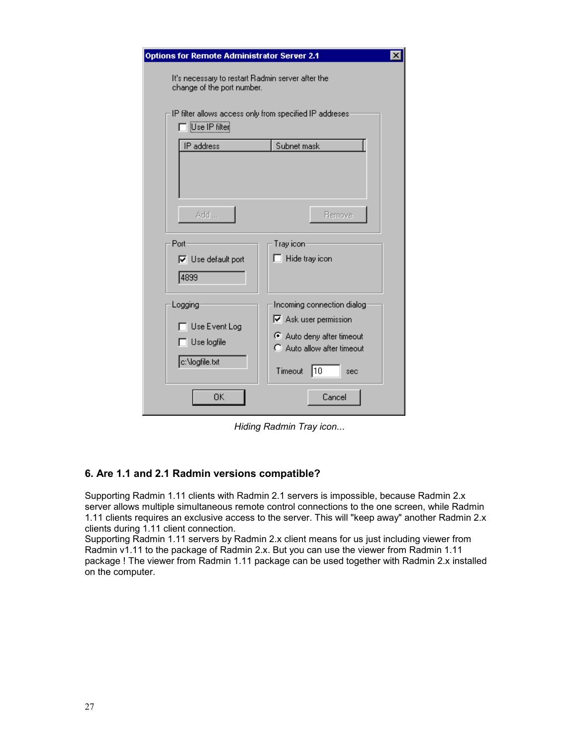*Hiding Radmin Tray icon...*

### 6. Are 1.1 and 2.1 Radmin versions compatible?

Supporting Radmin 1.11 clients with Radmin 2.1 servers is impossible, because Radmin 2.x server allows multiple simultaneous remote control connections to the one screen, while Radmin 1.11 clients requires an exclusive access to the server. This will "keep away" another Radmin 2.x clients during 1.11 client connection.
Supporting Radmin 1.11 servers by Radmin 2.x client means for us just including viewer from Radmin v1.11 to the package of Radmin 2.x. But you can use the viewer from Radmin 1.11 package ! The viewer from Radmin 1.11 package can be used together with Radmin 2.x installed on the computer.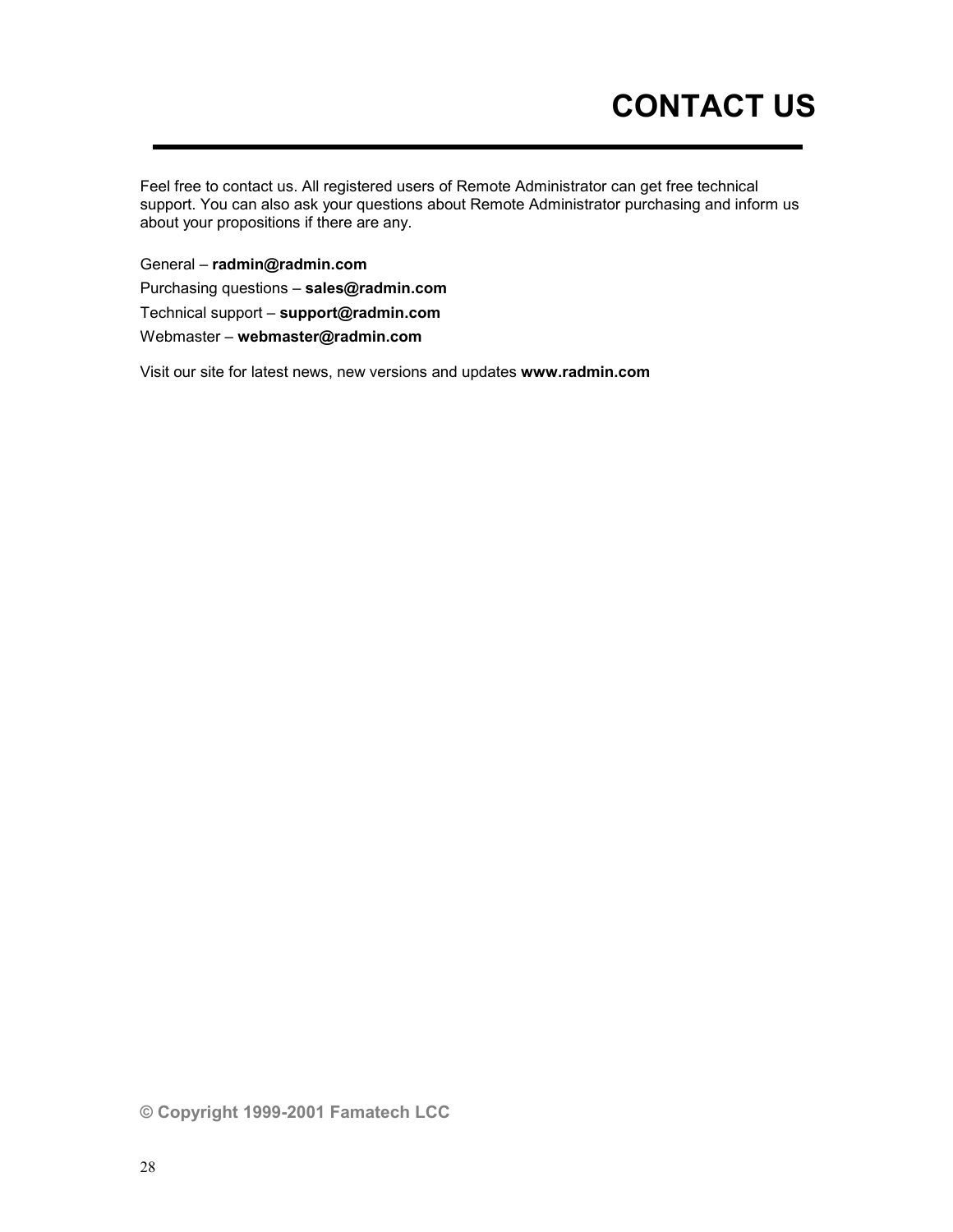# CONTACT US

Feel free to contact us. All registered users of Remote Administrator can get free technical support. You can also ask your questions about Remote Administrator purchasing and inform us about your propositions if there are any.

General – **radmin@radmin.com**

Purchasing questions – **sales@radmin.com**

Technical support – **support@radmin.com**

Webmaster – **webmaster@radmin.com**

Visit our site for latest news, new versions and updates **www.radmin.com**

**© Copyright 1999-2001 Famatech LCC**